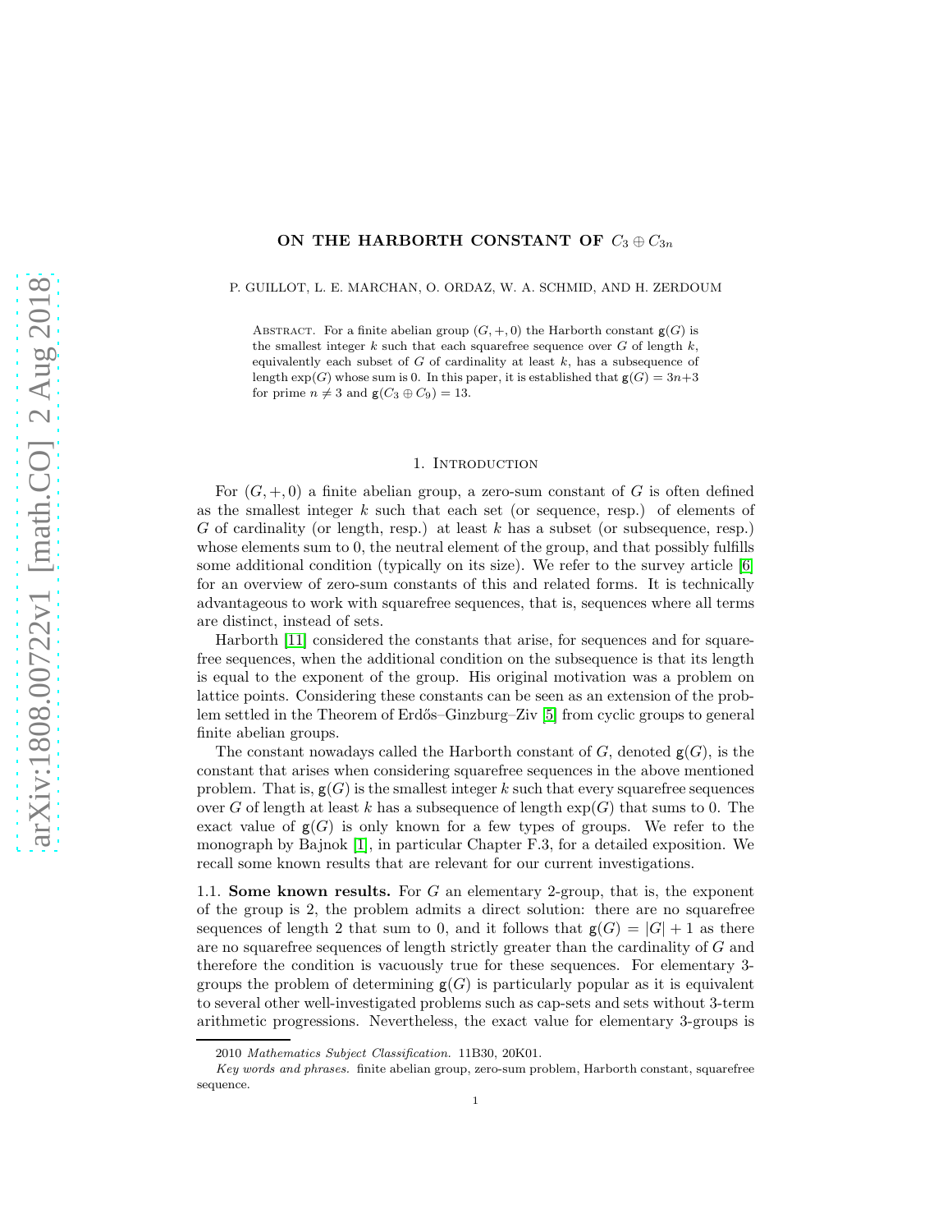# ON THE HARBORTH CONSTANT OF $C_3 \oplus C_{3n}$

P. GUILLOT, L. E. MARCHAN, O. ORDAZ, W. A. SCHMID, AND H. ZERDOUM

Abstract. For a finite abelian group $(G, +, 0)$ the Harborth constant $\mathsf{g}(G)$ is the smallest integer $k$ such that each squarefree sequence over $G$ of length $k$, equivalently each subset of $G$ of cardinality at least $k$, has a subsequence of length $\exp(G)$ whose sum is 0. In this paper, it is established that $\mathsf{g}(G) = 3n+3$ for prime $n \neq 3$ and $\mathsf{g}(C_3 \oplus C_9) = 13$.

## 1. Introduction

For $(G, +, 0)$ a finite abelian group, a zero-sum constant of $G$ is often defined as the smallest integer $k$ such that each set (or sequence, resp.) of elements of $G$ of cardinality (or length, resp.) at least $k$ has a subset (or subsequence, resp.) whose elements sum to 0, the neutral element of the group, and that possibly fulfills some additional condition (typically on its size). We refer to the survey article [6] for an overview of zero-sum constants of this and related forms. It is technically advantageous to work with squarefree sequences, that is, sequences where all terms are distinct, instead of sets.

Harborth [11] considered the constants that arise, for sequences and for squarefree sequences, when the additional condition on the subsequence is that its length is equal to the exponent of the group. His original motivation was a problem on lattice points. Considering these constants can be seen as an extension of the problem settled in the Theorem of Erdős–Ginzburg–Ziv [5] from cyclic groups to general finite abelian groups.

The constant nowadays called the Harborth constant of $G$, denoted $\mathsf{g}(G)$, is the constant that arises when considering squarefree sequences in the above mentioned problem. That is, $\mathsf{g}(G)$ is the smallest integer $k$ such that every squarefree sequences over $G$ of length at least $k$ has a subsequence of length $\exp(G)$ that sums to 0. The exact value of $\mathsf{g}(G)$ is only known for a few types of groups. We refer to the monograph by Bajnok [1], in particular Chapter F.3, for a detailed exposition. We recall some known results that are relevant for our current investigations.

**1.1. Some known results.** For $G$ an elementary 2-group, that is, the exponent of the group is 2, the problem admits a direct solution: there are no squarefree sequences of length 2 that sum to 0, and it follows that $\mathsf{g}(G) = |G| + 1$ as there are no squarefree sequences of length strictly greater than the cardinality of $G$ and therefore the condition is vacuously true for these sequences. For elementary 3-groups the problem of determining $\mathsf{g}(G)$ is particularly popular as it is equivalent to several other well-investigated problems such as cap-sets and sets without 3-term arithmetic progressions. Nevertheless, the exact value for elementary 3-groups is

2010 *Mathematics Subject Classification.* 11B30, 20K01.

*Key words and phrases.* finite abelian group, zero-sum problem, Harborth constant, squarefree sequence.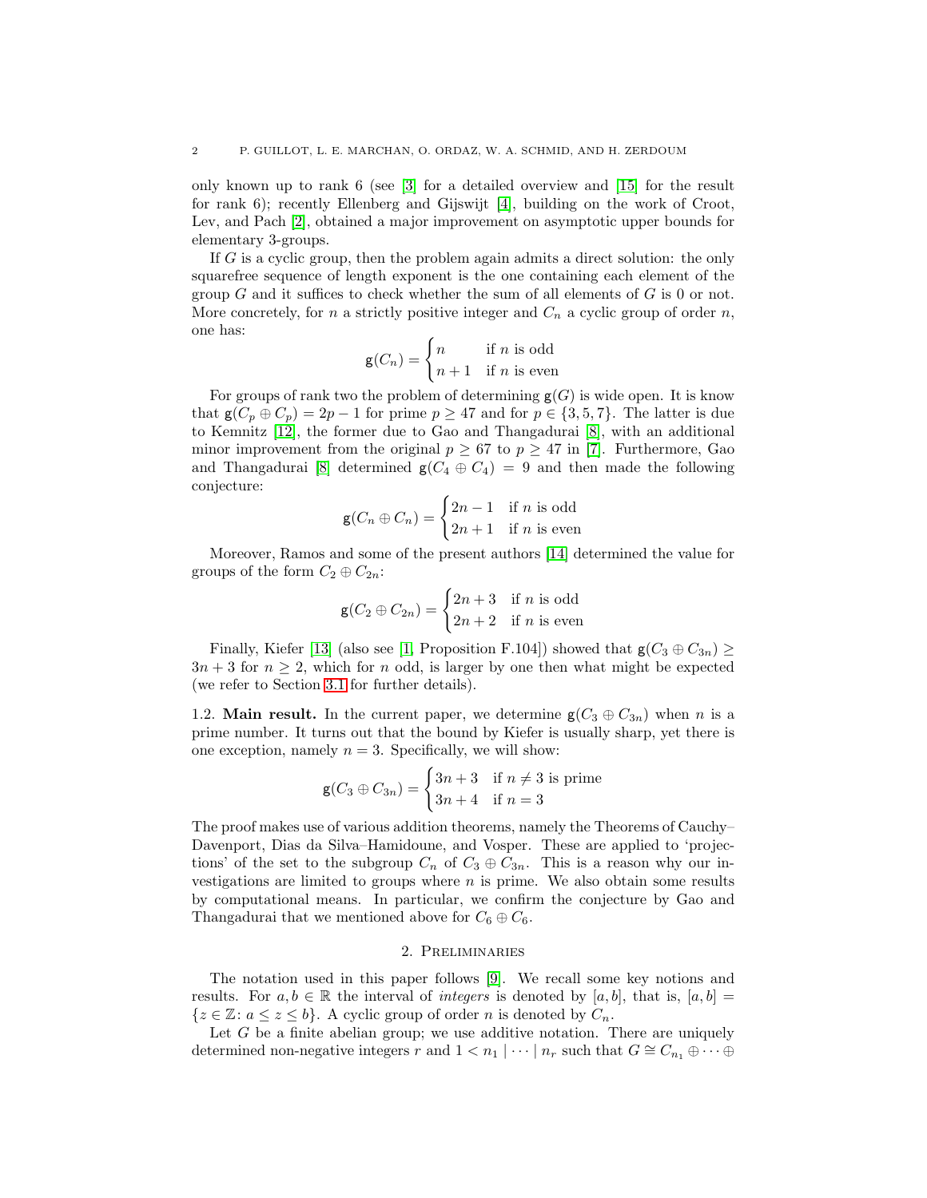only known up to rank 6 (see [3] for a detailed overview and [15] for the result for rank 6); recently Ellenberg and Gijswijt [4], building on the work of Croot, Lev, and Pach [2], obtained a major improvement on asymptotic upper bounds for elementary 3-groups.

If $G$ is a cyclic group, then the problem again admits a direct solution: the only squarefree sequence of length exponent is the one containing each element of the group $G$ and it suffices to check whether the sum of all elements of $G$ is 0 or not. More concretely, for $n$ a strictly positive integer and $C_n$ a cyclic group of order $n$, one has:

$$\mathsf{g}(C_n) = \begin{cases} n & \text{if } n \text{ is odd} \\ n+1 & \text{if } n \text{ is even} \end{cases}$$

For groups of rank two the problem of determining $\mathsf{g}(G)$ is wide open. It is know that $\mathsf{g}(C_p \oplus C_p) = 2p - 1$ for prime $p \geq 47$ and for $p \in \{3, 5, 7\}$. The latter is due to Kemnitz [12], the former due to Gao and Thangadurai [8], with an additional minor improvement from the original $p \geq 67$ to $p \geq 47$ in [7]. Furthermore, Gao and Thangadurai [8] determined $\mathsf{g}(C_4 \oplus C_4) = 9$ and then made the following conjecture:

$$\mathsf{g}(C_n \oplus C_n) = \begin{cases} 2n-1 & \text{if } n \text{ is odd} \\ 2n+1 & \text{if } n \text{ is even} \end{cases}$$

Moreover, Ramos and some of the present authors [14] determined the value for groups of the form $C_2 \oplus C_{2n}$:

$$\mathsf{g}(C_2 \oplus C_{2n}) = \begin{cases} 2n+3 & \text{if } n \text{ is odd} \\ 2n+2 & \text{if } n \text{ is even} \end{cases}$$

Finally, Kiefer [13] (also see [1, Proposition F.104]) showed that $\mathsf{g}(C_3 \oplus C_{3n}) \geq 3n + 3$ for $n \geq 2$, which for $n$ odd, is larger by one then what might be expected (we refer to Section 3.1 for further details).

1.2. **Main result.** In the current paper, we determine $\mathsf{g}(C_3 \oplus C_{3n})$ when $n$ is a prime number. It turns out that the bound by Kiefer is usually sharp, yet there is one exception, namely $n = 3$. Specifically, we will show:

$$\mathsf{g}(C_3 \oplus C_{3n}) = \begin{cases} 3n+3 & \text{if } n \neq 3 \text{ is prime} \\ 3n+4 & \text{if } n = 3 \end{cases}$$

The proof makes use of various addition theorems, namely the Theorems of Cauchy–Davenport, Dias da Silva–Hamidoune, and Vosper. These are applied to 'projections' of the set to the subgroup $C_n$ of $C_3 \oplus C_{3n}$. This is a reason why our investigations are limited to groups where $n$ is prime. We also obtain some results by computational means. In particular, we confirm the conjecture by Gao and Thangadurai that we mentioned above for $C_6 \oplus C_6$.

## 2. Preliminaries

The notation used in this paper follows [9]. We recall some key notions and results. For $a, b \in \mathbb{R}$ the interval of *integers* is denoted by $[a, b]$, that is, $[a, b] = \{z \in \mathbb{Z} \colon a \leq z \leq b\}$. A cyclic group of order $n$ is denoted by $C_n$.

Let $G$ be a finite abelian group; we use additive notation. There are uniquely determined non-negative integers $r$ and $1 < n_1 \mid \cdots \mid n_r$ such that $G \cong C_{n_1} \oplus \cdots \oplus$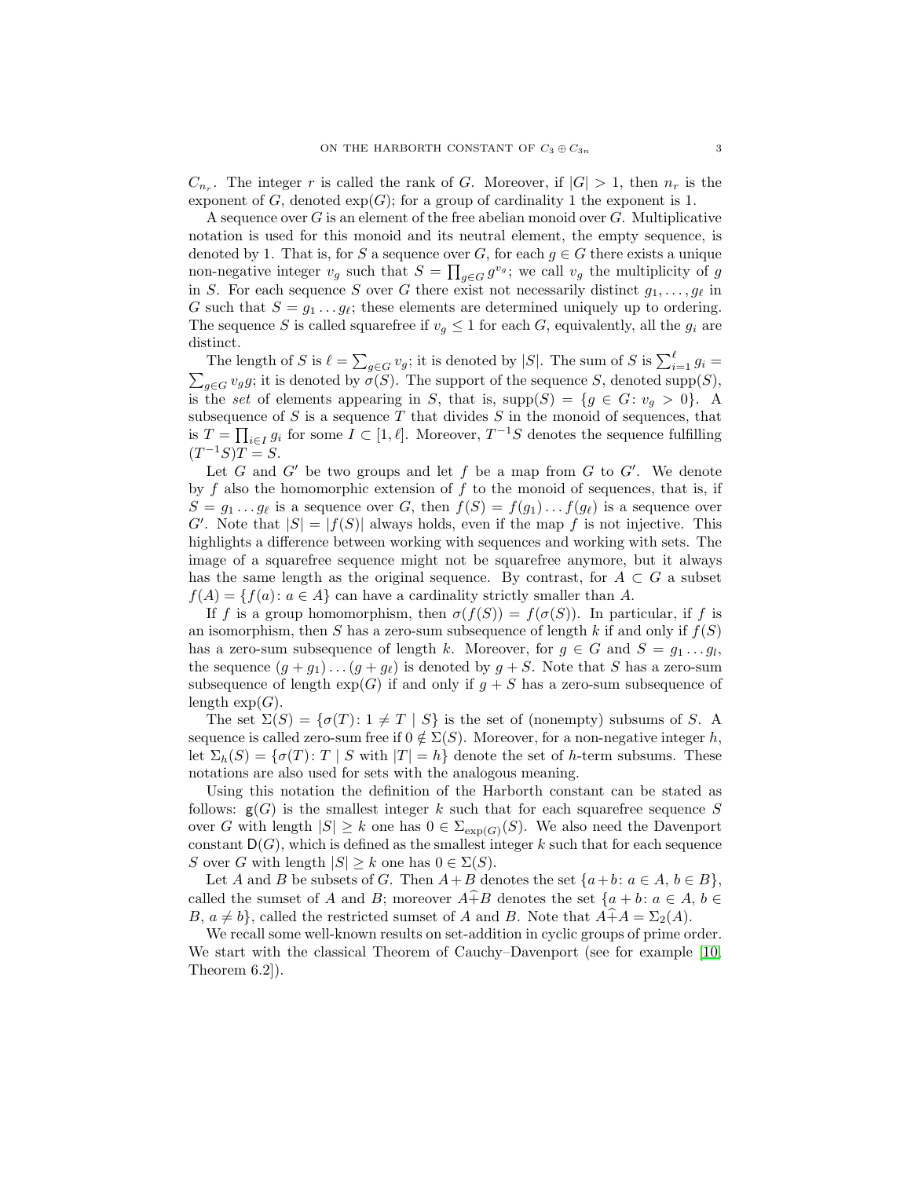$C_{n_r}$. The integer $r$ is called the rank of $G$. Moreover, if $|G| > 1$, then $n_r$ is the exponent of $G$, denoted $\exp(G)$; for a group of cardinality 1 the exponent is 1.

A sequence over $G$ is an element of the free abelian monoid over $G$. Multiplicative notation is used for this monoid and its neutral element, the empty sequence, is denoted by 1. That is, for $S$ a sequence over $G$, for each $g \in G$ there exists a unique non-negative integer $v_g$ such that $S = \prod_{g \in G} g^{v_g}$; we call $v_g$ the multiplicity of $g$ in $S$. For each sequence $S$ over $G$ there exist not necessarily distinct $g_1, \dots, g_\ell$ in $G$ such that $S = g_1 \dots g_\ell$; these elements are determined uniquely up to ordering. The sequence $S$ is called squarefree if $v_g \le 1$ for each $G$, equivalently, all the $g_i$ are distinct.

The length of $S$ is $\ell = \sum_{g \in G} v_g$; it is denoted by $|S|$. The sum of $S$ is $\sum_{i=1}^{\ell} g_i = \sum_{g \in G} v_g g$; it is denoted by $\sigma(S)$. The support of the sequence $S$, denoted $\operatorname{supp}(S)$, is the *set* of elements appearing in $S$, that is, $\operatorname{supp}(S) = \{g \in G \colon v_g > 0\}$. A subsequence of $S$ is a sequence $T$ that divides $S$ in the monoid of sequences, that is $T = \prod_{i \in I} g_i$ for some $I \subset [1, \ell]$. Moreover, $T^{-1}S$ denotes the sequence fulfilling $(T^{-1}S)T = S$.

Let $G$ and $G'$ be two groups and let $f$ be a map from $G$ to $G'$. We denote by $f$ also the homomorphic extension of $f$ to the monoid of sequences, that is, if $S = g_1 \dots g_\ell$ is a sequence over $G$, then $f(S) = f(g_1) \dots f(g_\ell)$ is a sequence over $G'$. Note that $|S| = |f(S)|$ always holds, even if the map $f$ is not injective. This highlights a difference between working with sequences and working with sets. The image of a squarefree sequence might not be squarefree anymore, but it always has the same length as the original sequence. By contrast, for $A \subset G$ a subset $f(A) = \{f(a) \colon a \in A\}$ can have a cardinality strictly smaller than $A$.

If $f$ is a group homomorphism, then $\sigma(f(S)) = f(\sigma(S))$. In particular, if $f$ is an isomorphism, then $S$ has a zero-sum subsequence of length $k$ if and only if $f(S)$ has a zero-sum subsequence of length $k$. Moreover, for $g \in G$ and $S = g_1 \dots g_l$, the sequence $(g + g_1) \dots (g + g_\ell)$ is denoted by $g + S$. Note that $S$ has a zero-sum subsequence of length $\exp(G)$ if and only if $g + S$ has a zero-sum subsequence of length $\exp(G)$.

The set $\Sigma(S) = \{\sigma(T) \colon 1 \ne T \mid S\}$ is the set of (nonempty) subsums of $S$. A sequence is called zero-sum free if $0 \notin \Sigma(S)$. Moreover, for a non-negative integer $h$, let $\Sigma_h(S) = \{\sigma(T) \colon T \mid S \text{ with } |T| = h\}$ denote the set of $h$-term subsums. These notations are also used for sets with the analogous meaning.

Using this notation the definition of the Harborth constant can be stated as follows: $\mathsf{g}(G)$ is the smallest integer $k$ such that for each squarefree sequence $S$ over $G$ with length $|S| \ge k$ one has $0 \in \Sigma_{\exp(G)}(S)$. We also need the Davenport constant $\mathsf{D}(G)$, which is defined as the smallest integer $k$ such that for each sequence $S$ over $G$ with length $|S| \ge k$ one has $0 \in \Sigma(S)$.

Let $A$ and $B$ be subsets of $G$. Then $A + B$ denotes the set $\{a + b \colon a \in A, b \in B\}$, called the sumset of $A$ and $B$; moreover $A \hat{+} B$ denotes the set $\{a + b \colon a \in A, b \in B, a \ne b\}$, called the restricted sumset of $A$ and $B$. Note that $A \hat{+} A = \Sigma_2(A)$.

We recall some well-known results on set-addition in cyclic groups of prime order. We start with the classical Theorem of Cauchy–Davenport (see for example [10, Theorem 6.2]).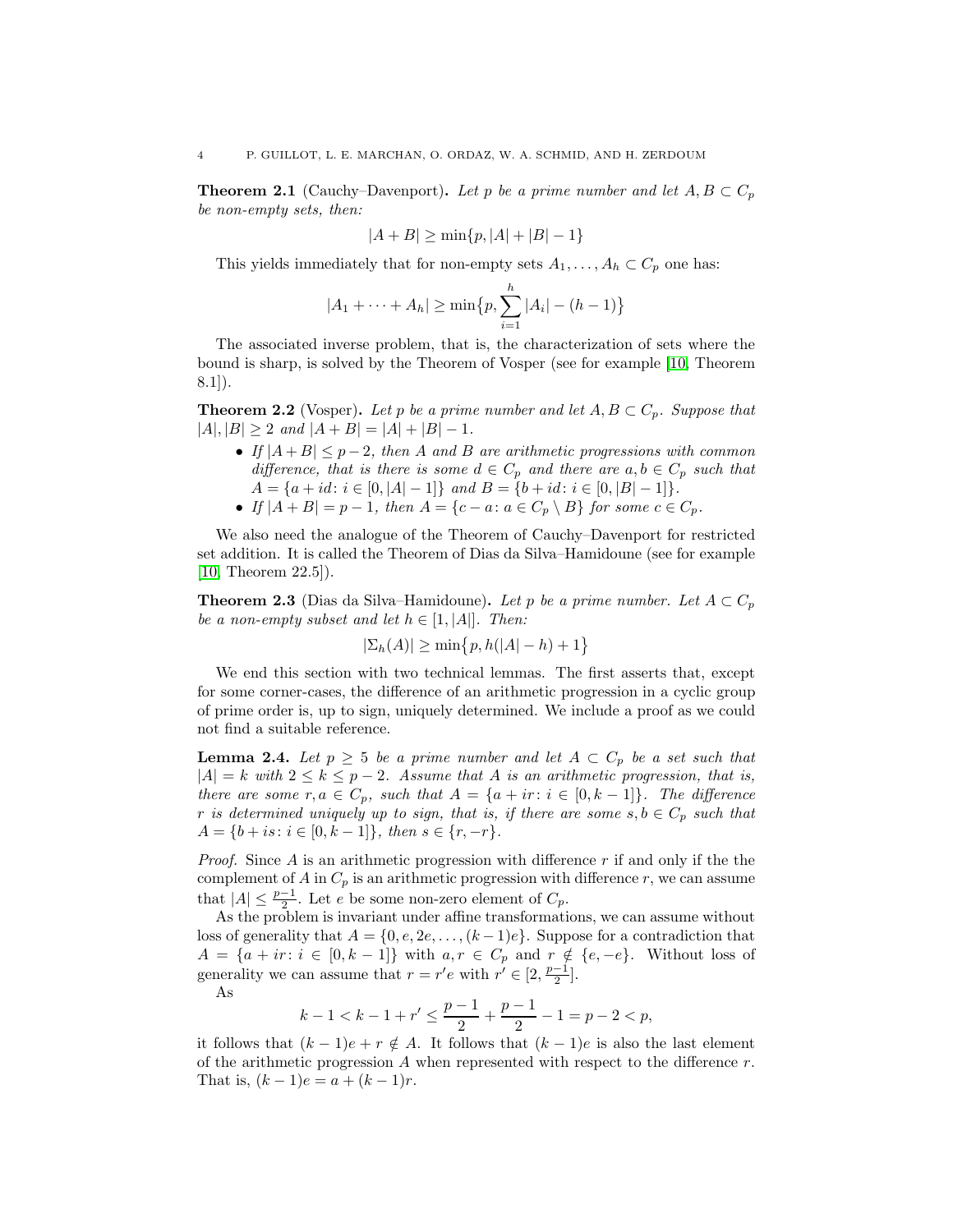**Theorem 2.1** (Cauchy–Davenport)**.** *Let $p$ be a prime number and let $A, B \subset C_p$ be non-empty sets, then:*

$$|A + B| \geq \min\{p, |A| + |B| - 1\}$$

This yields immediately that for non-empty sets $A_1, \dots, A_h \subset C_p$ one has:

$$|A_1 + \cdots + A_h| \geq \min\Big\{p, \sum_{i=1}^{h} |A_i| - (h-1)\Big\}$$

The associated inverse problem, that is, the characterization of sets where the bound is sharp, is solved by the Theorem of Vosper (see for example [10, Theorem 8.1]).

**Theorem 2.2** (Vosper)**.** *Let $p$ be a prime number and let $A, B \subset C_p$. Suppose that $|A|, |B| \geq 2$ and $|A + B| = |A| + |B| - 1$.*

- *If $|A+B| \leq p-2$, then $A$ and $B$ are arithmetic progressions with common difference, that is there is some $d \in C_p$ and there are $a, b \in C_p$ such that $A = \{a + id \colon i \in [0, |A| - 1]\}$ and $B = \{b + id \colon i \in [0, |B| - 1]\}$.*
- *If $|A + B| = p - 1$, then $A = \{c - a \colon a \in C_p \setminus B\}$ for some $c \in C_p$.*

We also need the analogue of the Theorem of Cauchy–Davenport for restricted set addition. It is called the Theorem of Dias da Silva–Hamidoune (see for example [10, Theorem 22.5]).

**Theorem 2.3** (Dias da Silva–Hamidoune)**.** *Let $p$ be a prime number. Let $A \subset C_p$ be a non-empty subset and let $h \in [1, |A|]$. Then:*

$$|\Sigma_h(A)| \geq \min\big\{p, h(|A| - h) + 1\big\}$$

We end this section with two technical lemmas. The first asserts that, except for some corner-cases, the difference of an arithmetic progression in a cyclic group of prime order is, up to sign, uniquely determined. We include a proof as we could not find a suitable reference.

**Lemma 2.4.** *Let $p \geq 5$ be a prime number and let $A \subset C_p$ be a set such that $|A| = k$ with $2 \leq k \leq p - 2$. Assume that $A$ is an arithmetic progression, that is, there are some $r, a \in C_p$, such that $A = \{a + ir \colon i \in [0, k-1]\}$. The difference $r$ is determined uniquely up to sign, that is, if there are some $s, b \in C_p$ such that $A = \{b + is \colon i \in [0, k-1]\}$, then $s \in \{r, -r\}$.*

*Proof.* Since $A$ is an arithmetic progression with difference $r$ if and only if the the complement of $A$ in $C_p$ is an arithmetic progression with difference $r$, we can assume that $|A| \leq \frac{p-1}{2}$. Let $e$ be some non-zero element of $C_p$.

As the problem is invariant under affine transformations, we can assume without loss of generality that $A = \{0, e, 2e, \dots, (k-1)e\}$. Suppose for a contradiction that $A = \{a + ir \colon i \in [0, k-1]\}$ with $a, r \in C_p$ and $r \notin \{e, -e\}$. Without loss of generality we can assume that $r = r'e$ with $r' \in [2, \frac{p-1}{2}]$.

As

$$k - 1 < k - 1 + r' \leq \frac{p-1}{2} + \frac{p-1}{2} - 1 = p - 2 < p,$$

it follows that $(k-1)e + r \notin A$. It follows that $(k-1)e$ is also the last element of the arithmetic progression $A$ when represented with respect to the difference $r$. That is, $(k-1)e = a + (k-1)r$.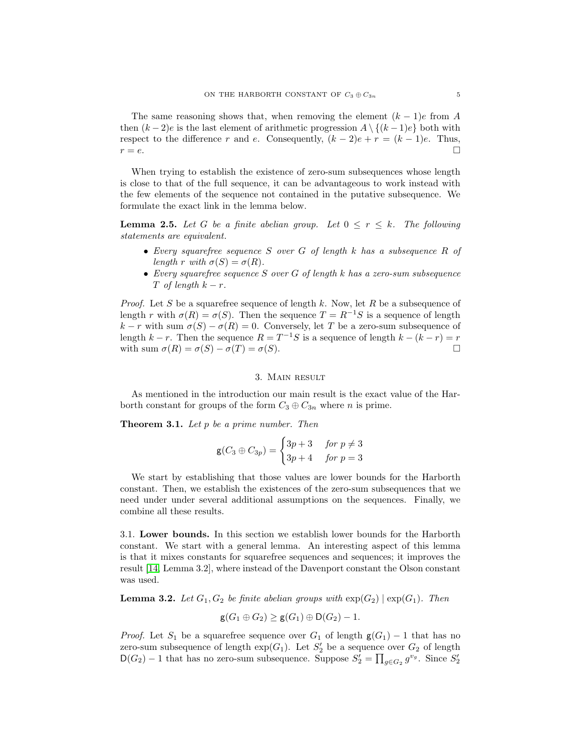The same reasoning shows that, when removing the element $(k-1)e$ from $A$ then $(k-2)e$ is the last element of arithmetic progression $A \setminus \{(k-1)e\}$ both with respect to the difference $r$ and $e$. Consequently, $(k-2)e + r = (k-1)e$. Thus, $r = e$. □

When trying to establish the existence of zero-sum subsequences whose length is close to that of the full sequence, it can be advantageous to work instead with the few elements of the sequence not contained in the putative subsequence. We formulate the exact link in the lemma below.

**Lemma 2.5.** *Let $G$ be a finite abelian group. Let $0 \le r \le k$. The following statements are equivalent.*

- *Every squarefree sequence $S$ over $G$ of length $k$ has a subsequence $R$ of length $r$ with $\sigma(S) = \sigma(R)$.*
- *Every squarefree sequence $S$ over $G$ of length $k$ has a zero-sum subsequence $T$ of length $k - r$.*

*Proof.* Let $S$ be a squarefree sequence of length $k$. Now, let $R$ be a subsequence of length $r$ with $\sigma(R) = \sigma(S)$. Then the sequence $T = R^{-1}S$ is a sequence of length $k - r$ with sum $\sigma(S) - \sigma(R) = 0$. Conversely, let $T$ be a zero-sum subsequence of length $k - r$. Then the sequence $R = T^{-1}S$ is a sequence of length $k - (k - r) = r$ with sum $\sigma(R) = \sigma(S) - \sigma(T) = \sigma(S)$. □

## 3. Main result

As mentioned in the introduction our main result is the exact value of the Harborth constant for groups of the form $C_3 \oplus C_{3n}$ where $n$ is prime.

**Theorem 3.1.** *Let $p$ be a prime number. Then*

$$\mathsf{g}(C_3 \oplus C_{3p}) = \begin{cases} 3p + 3 & \text{for } p \neq 3 \\ 3p + 4 & \text{for } p = 3 \end{cases}$$

We start by establishing that those values are lower bounds for the Harborth constant. Then, we establish the existences of the zero-sum subsequences that we need under under several additional assumptions on the sequences. Finally, we combine all these results.

### 3.1. Lower bounds.

In this section we establish lower bounds for the Harborth constant. We start with a general lemma. An interesting aspect of this lemma is that it mixes constants for squarefree sequences and sequences; it improves the result [14, Lemma 3.2], where instead of the Davenport constant the Olson constant was used.

**Lemma 3.2.** *Let $G_1, G_2$ be finite abelian groups with $\exp(G_2) \mid \exp(G_1)$. Then*

$$\mathsf{g}(G_1 \oplus G_2) \ge \mathsf{g}(G_1) \oplus \mathsf{D}(G_2) - 1.$$

*Proof.* Let $S_1$ be a squarefree sequence over $G_1$ of length $\mathsf{g}(G_1) - 1$ that has no zero-sum subsequence of length $\exp(G_1)$. Let $S_2'$ be a sequence over $G_2$ of length $\mathsf{D}(G_2) - 1$ that has no zero-sum subsequence. Suppose $S_2' = \prod_{g \in G_2} g^{v_g}$. Since $S_2'$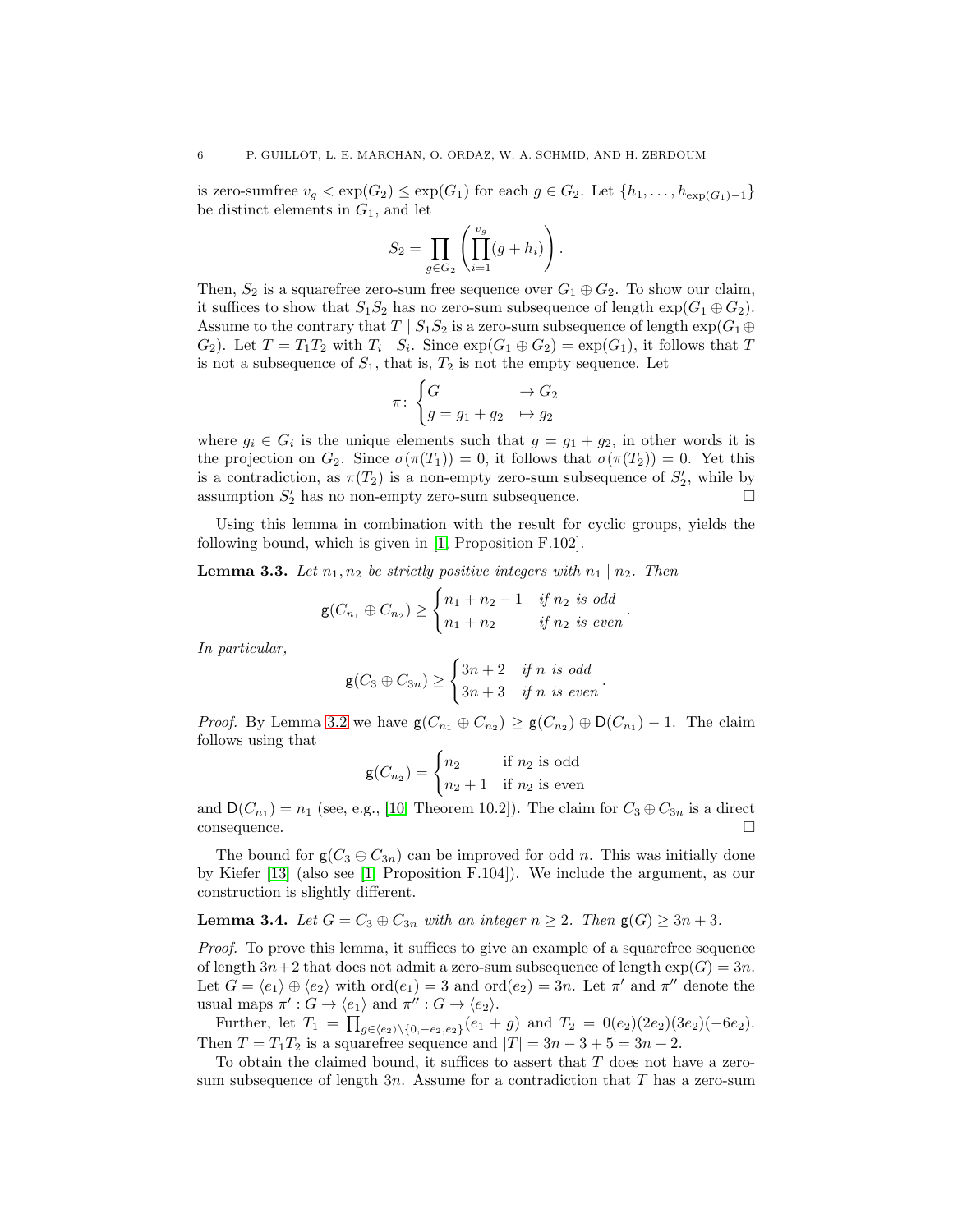is zero-sumfree $v_g < \exp(G_2) \le \exp(G_1)$ for each $g \in G_2$. Let $\{h_1, \dots, h_{\exp(G_1)-1}\}$ be distinct elements in $G_1$, and let

$$S_2 = \prod_{g \in G_2} \left( \prod_{i=1}^{v_g} (g + h_i) \right).$$

Then, $S_2$ is a squarefree zero-sum free sequence over $G_1 \oplus G_2$. To show our claim, it suffices to show that $S_1 S_2$ has no zero-sum subsequence of length $\exp(G_1 \oplus G_2)$. Assume to the contrary that $T \mid S_1 S_2$ is a zero-sum subsequence of length $\exp(G_1 \oplus G_2)$. Let $T = T_1 T_2$ with $T_i \mid S_i$. Since $\exp(G_1 \oplus G_2) = \exp(G_1)$, it follows that $T$ is not a subsequence of $S_1$, that is, $T_2$ is not the empty sequence. Let

$$\pi \colon \begin{cases} G & \to G_2 \\ g = g_1 + g_2 & \mapsto g_2 \end{cases}$$

where $g_i \in G_i$ is the unique elements such that $g = g_1 + g_2$, in other words it is the projection on $G_2$. Since $\sigma(\pi(T_1)) = 0$, it follows that $\sigma(\pi(T_2)) = 0$. Yet this is a contradiction, as $\pi(T_2)$ is a non-empty zero-sum subsequence of $S_2'$, while by assumption $S_2'$ has no non-empty zero-sum subsequence. $\square$

Using this lemma in combination with the result for cyclic groups, yields the following bound, which is given in [1, Proposition F.102].

**Lemma 3.3.** *Let $n_1, n_2$ be strictly positive integers with $n_1 \mid n_2$. Then*

$$\mathsf{g}(C_{n_1} \oplus C_{n_2}) \ge \begin{cases} n_1 + n_2 - 1 & \text{if } n_2 \text{ is odd} \\ n_1 + n_2 & \text{if } n_2 \text{ is even} \end{cases}.$$

*In particular,*

$$\mathsf{g}(C_3 \oplus C_{3n}) \ge \begin{cases} 3n + 2 & \text{if } n \text{ is odd} \\ 3n + 3 & \text{if } n \text{ is even} \end{cases}.$$

*Proof.* By Lemma 3.2 we have $\mathsf{g}(C_{n_1} \oplus C_{n_2}) \ge \mathsf{g}(C_{n_2}) \oplus \mathsf{D}(C_{n_1}) - 1$. The claim follows using that

$$\mathsf{g}(C_{n_2}) = \begin{cases} n_2 & \text{if } n_2 \text{ is odd} \\ n_2 + 1 & \text{if } n_2 \text{ is even} \end{cases}$$

and $\mathsf{D}(C_{n_1}) = n_1$ (see, e.g., [10, Theorem 10.2]). The claim for $C_3 \oplus C_{3n}$ is a direct consequence. $\square$

The bound for $\mathsf{g}(C_3 \oplus C_{3n})$ can be improved for odd $n$. This was initially done by Kiefer [13] (also see [1, Proposition F.104]). We include the argument, as our construction is slightly different.

**Lemma 3.4.** *Let $G = C_3 \oplus C_{3n}$ with an integer $n \ge 2$. Then $\mathsf{g}(G) \ge 3n + 3$.*

*Proof.* To prove this lemma, it suffices to give an example of a squarefree sequence of length $3n+2$ that does not admit a zero-sum subsequence of length $\exp(G) = 3n$. Let $G = \langle e_1 \rangle \oplus \langle e_2 \rangle$ with $\operatorname{ord}(e_1) = 3$ and $\operatorname{ord}(e_2) = 3n$. Let $\pi'$ and $\pi''$ denote the usual maps $\pi' : G \to \langle e_1 \rangle$ and $\pi'' : G \to \langle e_2 \rangle$.

Further, let $T_1 = \prod_{g \in \langle e_2 \rangle \setminus \{0, -e_2, e_2\}} (e_1 + g)$ and $T_2 = 0(e_2)(2e_2)(3e_2)(-6e_2)$. Then $T = T_1 T_2$ is a squarefree sequence and $|T| = 3n - 3 + 5 = 3n + 2$.

To obtain the claimed bound, it suffices to assert that $T$ does not have a zero-sum subsequence of length $3n$. Assume for a contradiction that $T$ has a zero-sum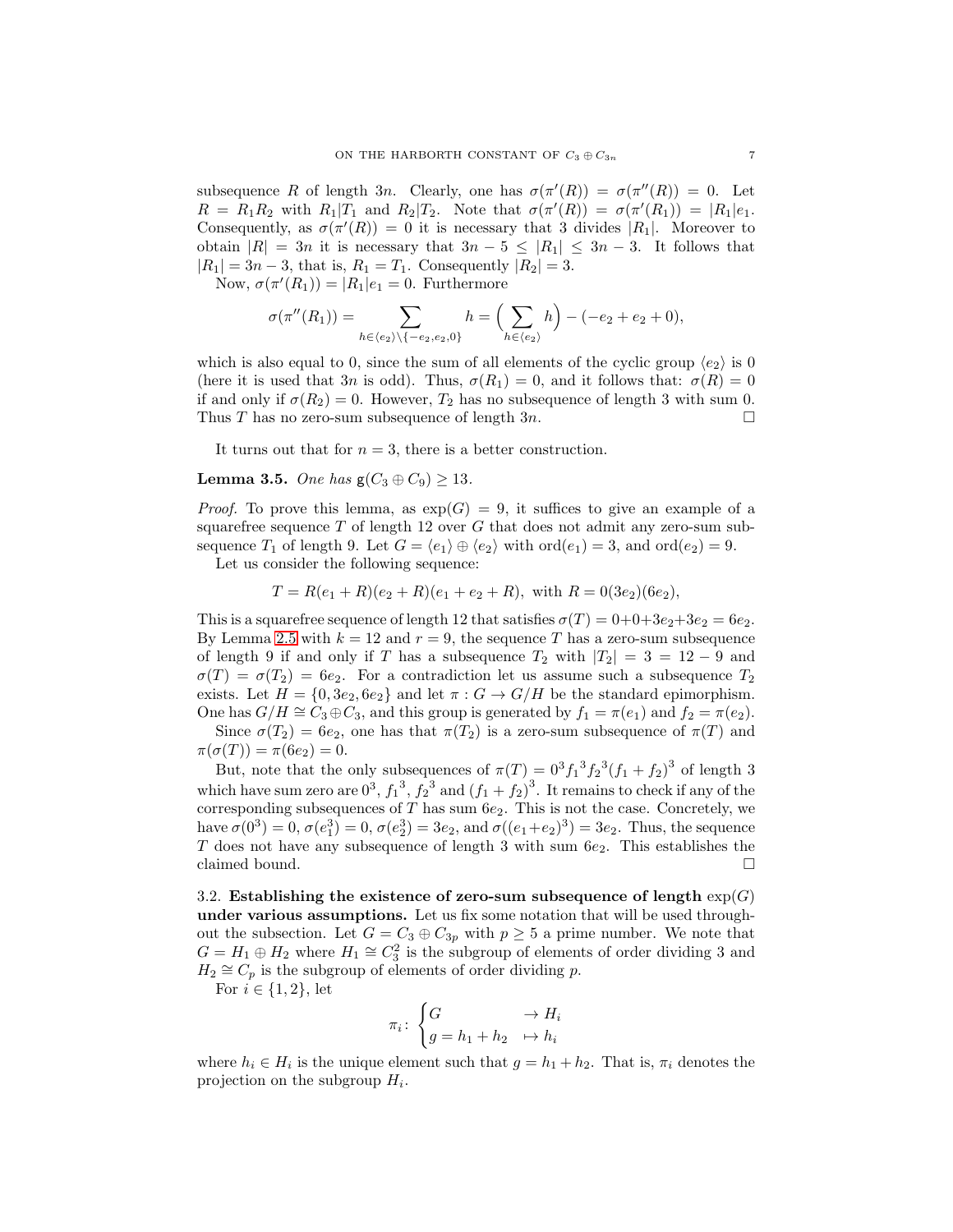subsequence $R$ of length $3n$. Clearly, one has $\sigma(\pi'(R)) = \sigma(\pi''(R)) = 0$. Let $R = R_1R_2$ with $R_1|T_1$ and $R_2|T_2$. Note that $\sigma(\pi'(R)) = \sigma(\pi'(R_1)) = |R_1|e_1$. Consequently, as $\sigma(\pi'(R)) = 0$ it is necessary that 3 divides $|R_1|$. Moreover to obtain $|R| = 3n$ it is necessary that $3n - 5 \leq |R_1| \leq 3n - 3$. It follows that $|R_1| = 3n - 3$, that is, $R_1 = T_1$. Consequently $|R_2| = 3$.

Now, $\sigma(\pi'(R_1)) = |R_1|e_1 = 0$. Furthermore

$$\sigma(\pi''(R_1)) = \sum_{h \in \langle e_2 \rangle \setminus \{-e_2, e_2, 0\}} h = \Big( \sum_{h \in \langle e_2 \rangle} h \Big) - (-e_2 + e_2 + 0),$$

which is also equal to 0, since the sum of all elements of the cyclic group $\langle e_2 \rangle$ is 0 (here it is used that $3n$ is odd). Thus, $\sigma(R_1) = 0$, and it follows that: $\sigma(R) = 0$ if and only if $\sigma(R_2) = 0$. However, $T_2$ has no subsequence of length 3 with sum 0. Thus $T$ has no zero-sum subsequence of length $3n$. $\square$

It turns out that for $n = 3$, there is a better construction.

**Lemma 3.5.** *One has* $\mathsf{g}(C_3 \oplus C_9) \geq 13$.

*Proof.* To prove this lemma, as $\exp(G) = 9$, it suffices to give an example of a squarefree sequence $T$ of length 12 over $G$ that does not admit any zero-sum subsequence $T_1$ of length 9. Let $G = \langle e_1 \rangle \oplus \langle e_2 \rangle$ with $\mathrm{ord}(e_1) = 3$, and $\mathrm{ord}(e_2) = 9$.

Let us consider the following sequence:

$$T = R(e_1 + R)(e_2 + R)(e_1 + e_2 + R), \text{ with } R = 0(3e_2)(6e_2),$$

This is a squarefree sequence of length 12 that satisfies $\sigma(T) = 0+0+3e_2+3e_2 = 6e_2$. By Lemma 2.5 with $k = 12$ and $r = 9$, the sequence $T$ has a zero-sum subsequence of length 9 if and only if $T$ has a subsequence $T_2$ with $|T_2| = 3 = 12 - 9$ and $\sigma(T) = \sigma(T_2) = 6e_2$. For a contradiction let us assume such a subsequence $T_2$ exists. Let $H = \{0, 3e_2, 6e_2\}$ and let $\pi : G \to G/H$ be the standard epimorphism. One has $G/H \cong C_3 \oplus C_3$, and this group is generated by $f_1 = \pi(e_1)$ and $f_2 = \pi(e_2)$.

Since $\sigma(T_2) = 6e_2$, one has that $\pi(T_2)$ is a zero-sum subsequence of $\pi(T)$ and $\pi(\sigma(T)) = \pi(6e_2) = 0$.

But, note that the only subsequences of $\pi(T) = 0^3 {f_1}^3 {f_2}^3 (f_1 + f_2)^3$ of length 3 which have sum zero are $0^3$, ${f_1}^3$, ${f_2}^3$ and $(f_1 + f_2)^3$. It remains to check if any of the corresponding subsequences of $T$ has sum $6e_2$. This is not the case. Concretely, we have $\sigma(0^3) = 0$, $\sigma(e_1^3) = 0$, $\sigma(e_2^3) = 3e_2$, and $\sigma((e_1+e_2)^3) = 3e_2$. Thus, the sequence $T$ does not have any subsequence of length 3 with sum $6e_2$. This establishes the claimed bound. $\square$

3.2. **Establishing the existence of zero-sum subsequence of length $\exp(G)$ under various assumptions.** Let us fix some notation that will be used throughout the subsection. Let $G = C_3 \oplus C_{3p}$ with $p \geq 5$ a prime number. We note that $G = H_1 \oplus H_2$ where $H_1 \cong C_3^2$ is the subgroup of elements of order dividing 3 and $H_2 \cong C_p$ is the subgroup of elements of order dividing $p$.

For $i \in \{1, 2\}$, let

$$\pi_i \colon \begin{cases} G & \to H_i \\ g = h_1 + h_2 & \mapsto h_i \end{cases}$$

where $h_i \in H_i$ is the unique element such that $g = h_1 + h_2$. That is, $\pi_i$ denotes the projection on the subgroup $H_i$.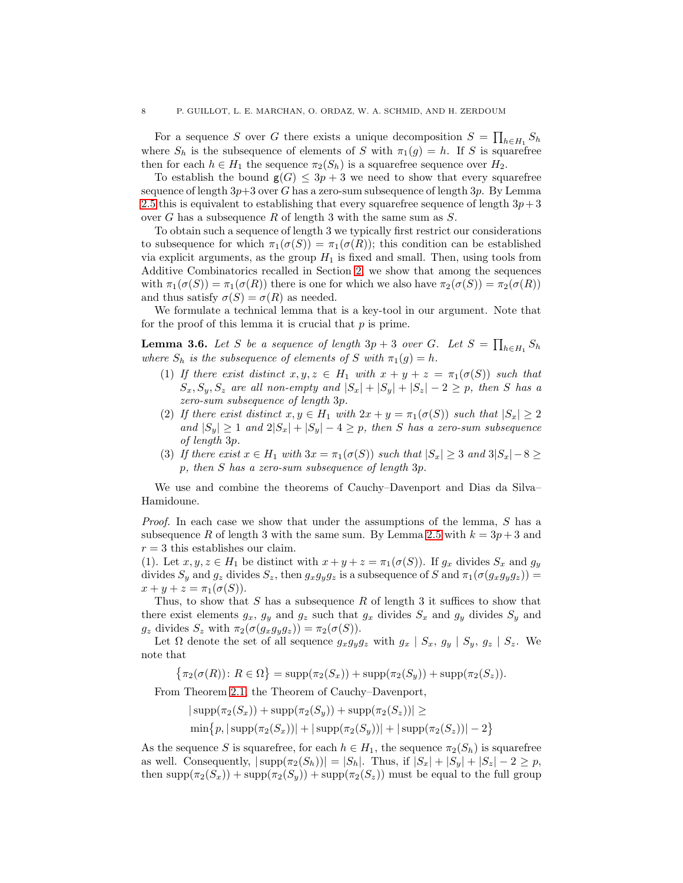For a sequence $S$ over $G$ there exists a unique decomposition $S = \prod_{h \in H_1} S_h$ where $S_h$ is the subsequence of elements of $S$ with $\pi_1(g) = h$. If $S$ is squarefree then for each $h \in H_1$ the sequence $\pi_2(S_h)$ is a squarefree sequence over $H_2$.

To establish the bound $\mathsf{g}(G) \le 3p + 3$ we need to show that every squarefree sequence of length $3p+3$ over $G$ has a zero-sum subsequence of length $3p$. By Lemma 2.5 this is equivalent to establishing that every squarefree sequence of length $3p + 3$ over $G$ has a subsequence $R$ of length 3 with the same sum as $S$.

To obtain such a sequence of length 3 we typically first restrict our considerations to subsequence for which $\pi_1(\sigma(S)) = \pi_1(\sigma(R))$; this condition can be established via explicit arguments, as the group $H_1$ is fixed and small. Then, using tools from Additive Combinatorics recalled in Section 2, we show that among the sequences with $\pi_1(\sigma(S)) = \pi_1(\sigma(R))$ there is one for which we also have $\pi_2(\sigma(S)) = \pi_2(\sigma(R))$ and thus satisfy $\sigma(S) = \sigma(R)$ as needed.

We formulate a technical lemma that is a key-tool in our argument. Note that for the proof of this lemma it is crucial that $p$ is prime.

**Lemma 3.6.** *Let $S$ be a sequence of length $3p + 3$ over $G$. Let $S = \prod_{h \in H_1} S_h$ where $S_h$ is the subsequence of elements of $S$ with $\pi_1(g) = h$.*

1. *If there exist distinct $x, y, z \in H_1$ with $x + y + z = \pi_1(\sigma(S))$ such that $S_x, S_y, S_z$ are all non-empty and $|S_x| + |S_y| + |S_z| - 2 \ge p$, then $S$ has a zero-sum subsequence of length $3p$.*
2. *If there exist distinct $x, y \in H_1$ with $2x + y = \pi_1(\sigma(S))$ such that $|S_x| \ge 2$ and $|S_y| \ge 1$ and $2|S_x| + |S_y| - 4 \ge p$, then $S$ has a zero-sum subsequence of length $3p$.*
3. *If there exist $x \in H_1$ with $3x = \pi_1(\sigma(S))$ such that $|S_x| \ge 3$ and $3|S_x| - 8 \ge p$, then $S$ has a zero-sum subsequence of length $3p$.*

We use and combine the theorems of Cauchy–Davenport and Dias da Silva–Hamidoune.

*Proof.* In each case we show that under the assumptions of the lemma, $S$ has a subsequence $R$ of length 3 with the same sum. By Lemma 2.5 with $k = 3p+3$ and $r = 3$ this establishes our claim.

(1). Let $x, y, z \in H_1$ be distinct with $x + y + z = \pi_1(\sigma(S))$. If $g_x$ divides $S_x$ and $g_y$ divides $S_y$ and $g_z$ divides $S_z$, then $g_x g_y g_z$ is a subsequence of $S$ and $\pi_1(\sigma(g_x g_y g_z)) = x + y + z = \pi_1(\sigma(S))$.

Thus, to show that $S$ has a subsequence $R$ of length 3 it suffices to show that there exist elements $g_x$, $g_y$ and $g_z$ such that $g_x$ divides $S_x$ and $g_y$ divides $S_y$ and $g_z$ divides $S_z$ with $\pi_2(\sigma(g_x g_y g_z)) = \pi_2(\sigma(S))$.

Let $\Omega$ denote the set of all sequence $g_x g_y g_z$ with $g_x \mid S_x$, $g_y \mid S_y$, $g_z \mid S_z$. We note that

$$\{\pi_2(\sigma(R)) \colon R \in \Omega\} = \operatorname{supp}(\pi_2(S_x)) + \operatorname{supp}(\pi_2(S_y)) + \operatorname{supp}(\pi_2(S_z)).$$

From Theorem 2.1, the Theorem of Cauchy–Davenport,

$$|\operatorname{supp}(\pi_2(S_x)) + \operatorname{supp}(\pi_2(S_y)) + \operatorname{supp}(\pi_2(S_z))| \ge$$
$$\min\{p, |\operatorname{supp}(\pi_2(S_x))| + |\operatorname{supp}(\pi_2(S_y))| + |\operatorname{supp}(\pi_2(S_z))| - 2\}$$

As the sequence $S$ is squarefree, for each $h \in H_1$, the sequence $\pi_2(S_h)$ is squarefree as well. Consequently, $|\operatorname{supp}(\pi_2(S_h))| = |S_h|$. Thus, if $|S_x| + |S_y| + |S_z| - 2 \ge p$, then $\operatorname{supp}(\pi_2(S_x)) + \operatorname{supp}(\pi_2(S_y)) + \operatorname{supp}(\pi_2(S_z))$ must be equal to the full group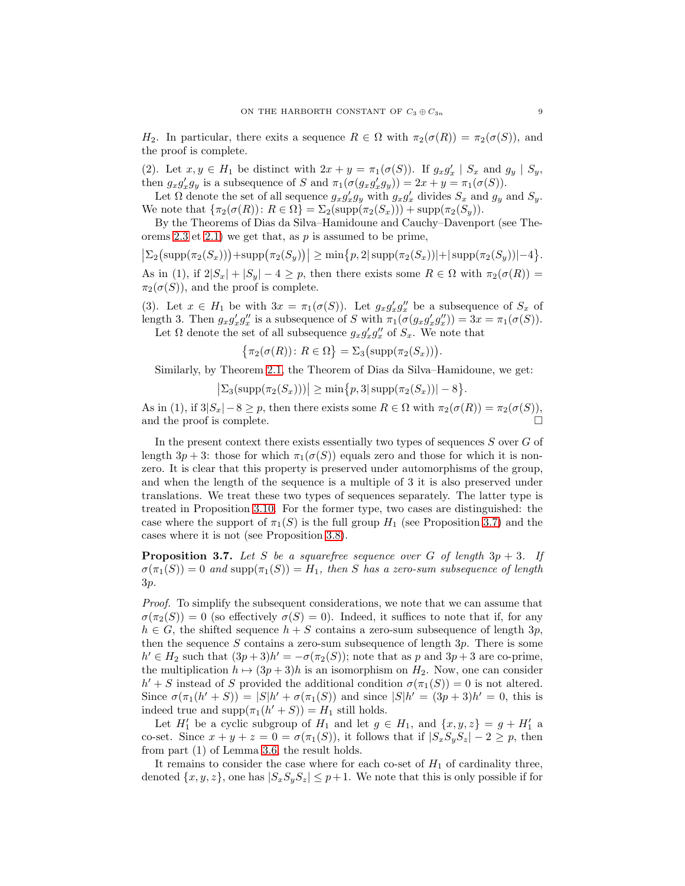$H_2$. In particular, there exits a sequence $R \in \Omega$ with $\pi_2(\sigma(R)) = \pi_2(\sigma(S))$, and the proof is complete.

(2). Let $x, y \in H_1$ be distinct with $2x + y = \pi_1(\sigma(S))$. If $g_x g'_x \mid S_x$ and $g_y \mid S_y$, then $g_x g'_x g_y$ is a subsequence of $S$ and $\pi_1(\sigma(g_x g'_x g_y)) = 2x + y = \pi_1(\sigma(S))$.

Let $\Omega$ denote the set of all sequence $g_x g'_x g_y$ with $g_x g'_x$ divides $S_x$ and $g_y$ and $S_y$. We note that $\{\pi_2(\sigma(R)) \colon R \in \Omega\} = \Sigma_2(\operatorname{supp}(\pi_2(S_x))) + \operatorname{supp}(\pi_2(S_y))$.

By the Theorems of Dias da Silva–Hamidoune and Cauchy–Davenport (see Theorems 2.3 et 2.1) we get that, as $p$ is assumed to be prime,

$$\big|\Sigma_2\big(\operatorname{supp}(\pi_2(S_x))\big)+\operatorname{supp}\big(\pi_2(S_y)\big)\big| \geq \min\big\{p, 2|\operatorname{supp}(\pi_2(S_x))|+|\operatorname{supp}(\pi_2(S_y))|-4\big\}.$$

As in (1), if $2|S_x| + |S_y| - 4 \geq p$, then there exists some $R \in \Omega$ with $\pi_2(\sigma(R)) = \pi_2(\sigma(S))$, and the proof is complete.

(3). Let $x \in H_1$ be with $3x = \pi_1(\sigma(S))$. Let $g_x g'_x g''_x$ be a subsequence of $S_x$ of length 3. Then $g_x g'_x g''_x$ is a subsequence of $S$ with $\pi_1(\sigma(g_x g'_x g''_x)) = 3x = \pi_1(\sigma(S))$.

Let $\Omega$ denote the set of all subsequence $g_x g'_x g''_x$ of $S_x$. We note that

$$\big\{\pi_2(\sigma(R)) \colon R \in \Omega\big\} = \Sigma_3\big(\operatorname{supp}(\pi_2(S_x))\big).$$

Similarly, by Theorem 2.1, the Theorem of Dias da Silva–Hamidoune, we get:

$$\big|\Sigma_3(\operatorname{supp}(\pi_2(S_x)))\big| \geq \min\big\{p, 3|\operatorname{supp}(\pi_2(S_x))| - 8\big\}.$$

As in (1), if $3|S_x| - 8 \geq p$, then there exists some $R \in \Omega$ with $\pi_2(\sigma(R)) = \pi_2(\sigma(S))$, and the proof is complete. $\square$

In the present context there exists essentially two types of sequences $S$ over $G$ of length $3p + 3$: those for which $\pi_1(\sigma(S))$ equals zero and those for which it is non-zero. It is clear that this property is preserved under automorphisms of the group, and when the length of the sequence is a multiple of 3 it is also preserved under translations. We treat these two types of sequences separately. The latter type is treated in Proposition 3.10. For the former type, two cases are distinguished: the case where the support of $\pi_1(S)$ is the full group $H_1$ (see Proposition 3.7) and the cases where it is not (see Proposition 3.8).

**Proposition 3.7.** *Let $S$ be a squarefree sequence over $G$ of length $3p + 3$. If $\sigma(\pi_1(S)) = 0$ and $\operatorname{supp}(\pi_1(S)) = H_1$, then $S$ has a zero-sum subsequence of length $3p$.*

*Proof.* To simplify the subsequent considerations, we note that we can assume that $\sigma(\pi_2(S)) = 0$ (so effectively $\sigma(S) = 0$). Indeed, it suffices to note that if, for any $h \in G$, the shifted sequence $h + S$ contains a zero-sum subsequence of length $3p$, then the sequence $S$ contains a zero-sum subsequence of length $3p$. There is some $h' \in H_2$ such that $(3p+3)h' = -\sigma(\pi_2(S))$; note that as $p$ and $3p+3$ are co-prime, the multiplication $h \mapsto (3p+3)h$ is an isomorphism on $H_2$. Now, one can consider $h' + S$ instead of $S$ provided the additional condition $\sigma(\pi_1(S)) = 0$ is not altered. Since $\sigma(\pi_1(h' + S)) = |S|h' + \sigma(\pi_1(S))$ and since $|S|h' = (3p+3)h' = 0$, this is indeed true and $\operatorname{supp}(\pi_1(h' + S)) = H_1$ still holds.

Let $H'_1$ be a cyclic subgroup of $H_1$ and let $g \in H_1$, and $\{x, y, z\} = g + H'_1$ a co-set. Since $x + y + z = 0 = \sigma(\pi_1(S))$, it follows that if $|S_x S_y S_z| - 2 \geq p$, then from part (1) of Lemma 3.6, the result holds.

It remains to consider the case where for each co-set of $H_1$ of cardinality three, denoted $\{x, y, z\}$, one has $|S_x S_y S_z| \leq p + 1$. We note that this is only possible if for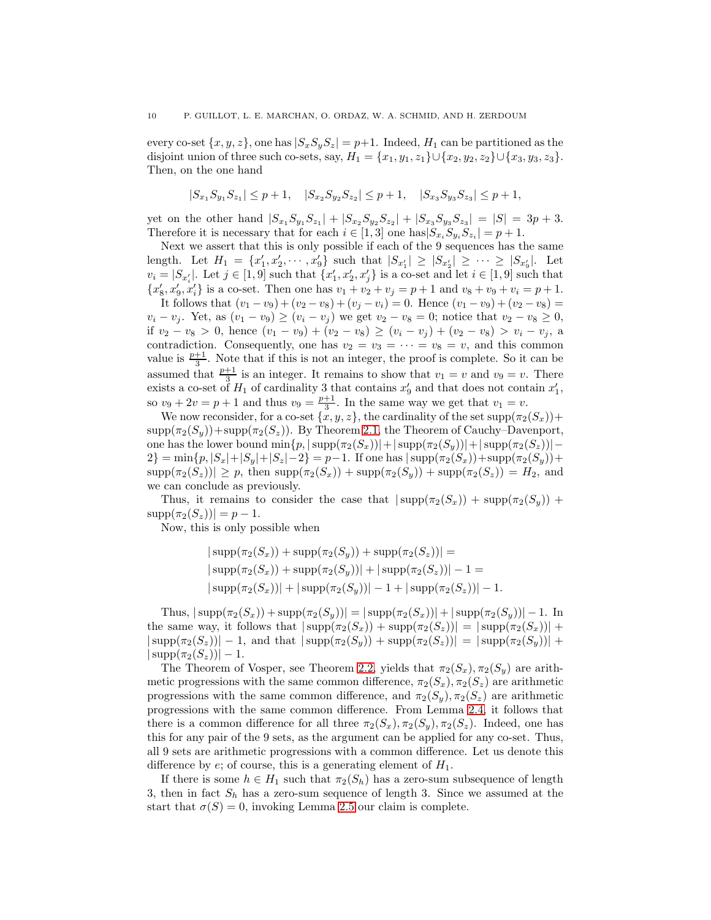every co-set $\{x, y, z\}$, one has $|S_x S_y S_z| = p+1$. Indeed, $H_1$ can be partitioned as the disjoint union of three such co-sets, say, $H_1 = \{x_1, y_1, z_1\} \cup \{x_2, y_2, z_2\} \cup \{x_3, y_3, z_3\}$. Then, on the one hand

$$|S_{x_1} S_{y_1} S_{z_1}| \le p+1, \quad |S_{x_2} S_{y_2} S_{z_2}| \le p+1, \quad |S_{x_3} S_{y_3} S_{z_3}| \le p+1,$$

yet on the other hand $|S_{x_1} S_{y_1} S_{z_1}| + |S_{x_2} S_{y_2} S_{z_2}| + |S_{x_3} S_{y_3} S_{z_3}| = |S| = 3p+3$. Therefore it is necessary that for each $i \in [1,3]$ one has $|S_{x_i} S_{y_i} S_{z_i}| = p+1$.

Next we assert that this is only possible if each of the 9 sequences has the same length. Let $H_1 = \{x'_1, x'_2, \cdots, x'_9\}$ such that $|S_{x'_1}| \ge |S_{x'_2}| \ge \cdots \ge |S_{x'_9}|$. Let $v_i = |S_{x'_i}|$. Let $j \in [1,9]$ such that $\{x'_1, x'_2, x'_j\}$ is a co-set and let $i \in [1,9]$ such that $\{x'_8, x'_9, x'_i\}$ is a co-set. Then one has $v_1 + v_2 + v_j = p+1$ and $v_8 + v_9 + v_i = p+1$.

It follows that $(v_1 - v_9) + (v_2 - v_8) + (v_j - v_i) = 0$. Hence $(v_1 - v_9) + (v_2 - v_8) = v_i - v_j$. Yet, as $(v_1 - v_9) \ge (v_i - v_j)$ we get $v_2 - v_8 = 0$; notice that $v_2 - v_8 \ge 0$, if $v_2 - v_8 > 0$, hence $(v_1 - v_9) + (v_2 - v_8) \ge (v_i - v_j) + (v_2 - v_8) > v_i - v_j$, a contradiction. Consequently, one has $v_2 = v_3 = \cdots = v_8 = v$, and this common value is $\frac{p+1}{3}$. Note that if this is not an integer, the proof is complete. So it can be assumed that $\frac{p+1}{3}$ is an integer. It remains to show that $v_1 = v$ and $v_9 = v$. There exists a co-set of $H_1$ of cardinality 3 that contains $x'_9$ and that does not contain $x'_1$, so $v_9 + 2v = p+1$ and thus $v_9 = \frac{p+1}{3}$. In the same way we get that $v_1 = v$.

We now reconsider, for a co-set $\{x, y, z\}$, the cardinality of the set $\operatorname{supp}(\pi_2(S_x)) + \operatorname{supp}(\pi_2(S_y)) + \operatorname{supp}(\pi_2(S_z))$. By Theorem 2.1, the Theorem of Cauchy–Davenport, one has the lower bound $\min\{p, |\operatorname{supp}(\pi_2(S_x))| + |\operatorname{supp}(\pi_2(S_y))| + |\operatorname{supp}(\pi_2(S_z))| - 2\} = \min\{p, |S_x| + |S_y| + |S_z| - 2\} = p-1$. If one has $|\operatorname{supp}(\pi_2(S_x)) + \operatorname{supp}(\pi_2(S_y)) + \operatorname{supp}(\pi_2(S_z))| \ge p$, then $\operatorname{supp}(\pi_2(S_x)) + \operatorname{supp}(\pi_2(S_y)) + \operatorname{supp}(\pi_2(S_z)) = H_2$, and we can conclude as previously.

Thus, it remains to consider the case that $|\operatorname{supp}(\pi_2(S_x)) + \operatorname{supp}(\pi_2(S_y)) + \operatorname{supp}(\pi_2(S_z))| = p-1$.

Now, this is only possible when

$$\begin{aligned}
&|\operatorname{supp}(\pi_2(S_x)) + \operatorname{supp}(\pi_2(S_y)) + \operatorname{supp}(\pi_2(S_z))| = \\
&|\operatorname{supp}(\pi_2(S_x)) + \operatorname{supp}(\pi_2(S_y))| + |\operatorname{supp}(\pi_2(S_z))| - 1 = \\
&|\operatorname{supp}(\pi_2(S_x))| + |\operatorname{supp}(\pi_2(S_y))| - 1 + |\operatorname{supp}(\pi_2(S_z))| - 1.
\end{aligned}$$

Thus, $|\operatorname{supp}(\pi_2(S_x)) + \operatorname{supp}(\pi_2(S_y))| = |\operatorname{supp}(\pi_2(S_x))| + |\operatorname{supp}(\pi_2(S_y))| - 1$. In the same way, it follows that $|\operatorname{supp}(\pi_2(S_x)) + \operatorname{supp}(\pi_2(S_z))| = |\operatorname{supp}(\pi_2(S_x))| + |\operatorname{supp}(\pi_2(S_z))| - 1$, and that $|\operatorname{supp}(\pi_2(S_y)) + \operatorname{supp}(\pi_2(S_z))| = |\operatorname{supp}(\pi_2(S_y))| + |\operatorname{supp}(\pi_2(S_z))| - 1$.

The Theorem of Vosper, see Theorem 2.2, yields that $\pi_2(S_x), \pi_2(S_y)$ are arithmetic progressions with the same common difference, $\pi_2(S_x), \pi_2(S_z)$ are arithmetic progressions with the same common difference, and $\pi_2(S_y), \pi_2(S_z)$ are arithmetic progressions with the same common difference. From Lemma 2.4, it follows that there is a common difference for all three $\pi_2(S_x), \pi_2(S_y), \pi_2(S_z)$. Indeed, one has this for any pair of the 9 sets, as the argument can be applied for any co-set. Thus, all 9 sets are arithmetic progressions with a common difference. Let us denote this difference by $e$; of course, this is a generating element of $H_1$.

If there is some $h \in H_1$ such that $\pi_2(S_h)$ has a zero-sum subsequence of length 3, then in fact $S_h$ has a zero-sum sequence of length 3. Since we assumed at the start that $\sigma(S) = 0$, invoking Lemma 2.5 our claim is complete.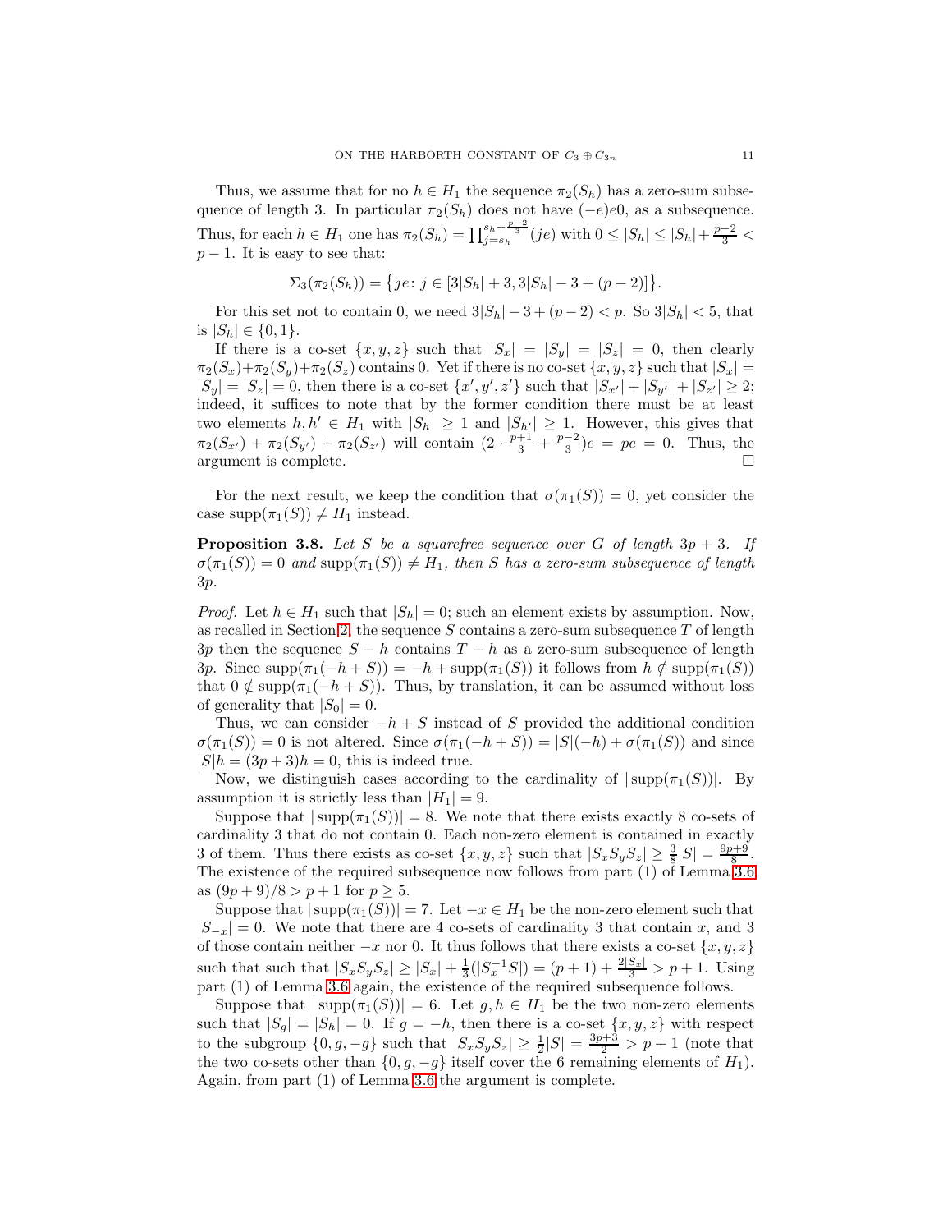Thus, we assume that for no $h \in H_1$ the sequence $\pi_2(S_h)$ has a zero-sum subsequence of length 3. In particular $\pi_2(S_h)$ does not have $(-e)e0$, as a subsequence. Thus, for each $h \in H_1$ one has $\pi_2(S_h) = \prod_{j=s_h}^{s_h+\frac{p-2}{3}}(je)$ with $0 \le |S_h| \le |S_h| + \frac{p-2}{3} < p-1$. It is easy to see that:

$$\Sigma_3(\pi_2(S_h)) = \{je \colon j \in [3|S_h|+3, 3|S_h|-3+(p-2)]\}.$$

For this set not to contain 0, we need $3|S_h|-3+(p-2) < p$. So $3|S_h| < 5$, that is $|S_h| \in \{0,1\}$.

If there is a co-set $\{x,y,z\}$ such that $|S_x| = |S_y| = |S_z| = 0$, then clearly $\pi_2(S_x)+\pi_2(S_y)+\pi_2(S_z)$ contains 0. Yet if there is no co-set $\{x,y,z\}$ such that $|S_x| = |S_y| = |S_z| = 0$, then there is a co-set $\{x',y',z'\}$ such that $|S_{x'}|+|S_{y'}|+|S_{z'}| \ge 2$; indeed, it suffices to note that by the former condition there must be at least two elements $h, h' \in H_1$ with $|S_h| \ge 1$ and $|S_{h'}| \ge 1$. However, this gives that $\pi_2(S_{x'}) + \pi_2(S_{y'}) + \pi_2(S_{z'})$ will contain $(2 \cdot \frac{p+1}{3} + \frac{p-2}{3})e = pe = 0$. Thus, the argument is complete. □

For the next result, we keep the condition that $\sigma(\pi_1(S)) = 0$, yet consider the case $\operatorname{supp}(\pi_1(S)) \ne H_1$ instead.

**Proposition 3.8.** *Let $S$ be a squarefree sequence over $G$ of length $3p+3$. If $\sigma(\pi_1(S)) = 0$ and $\operatorname{supp}(\pi_1(S)) \ne H_1$, then $S$ has a zero-sum subsequence of length $3p$.*

*Proof.* Let $h \in H_1$ such that $|S_h| = 0$; such an element exists by assumption. Now, as recalled in Section 2, the sequence $S$ contains a zero-sum subsequence $T$ of length $3p$ then the sequence $S-h$ contains $T-h$ as a zero-sum subsequence of length $3p$. Since $\operatorname{supp}(\pi_1(-h+S)) = -h + \operatorname{supp}(\pi_1(S))$ it follows from $h \notin \operatorname{supp}(\pi_1(S))$ that $0 \notin \operatorname{supp}(\pi_1(-h+S))$. Thus, by translation, it can be assumed without loss of generality that $|S_0| = 0$.

Thus, we can consider $-h+S$ instead of $S$ provided the additional condition $\sigma(\pi_1(S)) = 0$ is not altered. Since $\sigma(\pi_1(-h+S)) = |S|(-h) + \sigma(\pi_1(S))$ and since $|S|h = (3p+3)h = 0$, this is indeed true.

Now, we distinguish cases according to the cardinality of $|\operatorname{supp}(\pi_1(S))|$. By assumption it is strictly less than $|H_1| = 9$.

Suppose that $|\operatorname{supp}(\pi_1(S))| = 8$. We note that there exists exactly 8 co-sets of cardinality 3 that do not contain 0. Each non-zero element is contained in exactly 3 of them. Thus there exists as co-set $\{x,y,z\}$ such that $|S_xS_yS_z| \ge \frac{3}{8}|S| = \frac{9p+9}{8}$. The existence of the required subsequence now follows from part (1) of Lemma 3.6 as $(9p+9)/8 > p+1$ for $p \ge 5$.

Suppose that $|\operatorname{supp}(\pi_1(S))| = 7$. Let $-x \in H_1$ be the non-zero element such that $|S_{-x}| = 0$. We note that there are 4 co-sets of cardinality 3 that contain $x$, and 3 of those contain neither $-x$ nor 0. It thus follows that there exists a co-set $\{x,y,z\}$ such that such that $|S_xS_yS_z| \ge |S_x| + \frac{1}{3}(|S_x^{-1}S|) = (p+1) + \frac{2|S_x|}{3} > p+1$. Using part (1) of Lemma 3.6 again, the existence of the required subsequence follows.

Suppose that $|\operatorname{supp}(\pi_1(S))| = 6$. Let $g, h \in H_1$ be the two non-zero elements such that $|S_g| = |S_h| = 0$. If $g = -h$, then there is a co-set $\{x,y,z\}$ with respect to the subgroup $\{0, g, -g\}$ such that $|S_xS_yS_z| \ge \frac{1}{2}|S| = \frac{3p+3}{2} > p+1$ (note that the two co-sets other than $\{0,g,-g\}$ itself cover the 6 remaining elements of $H_1$). Again, from part (1) of Lemma 3.6 the argument is complete.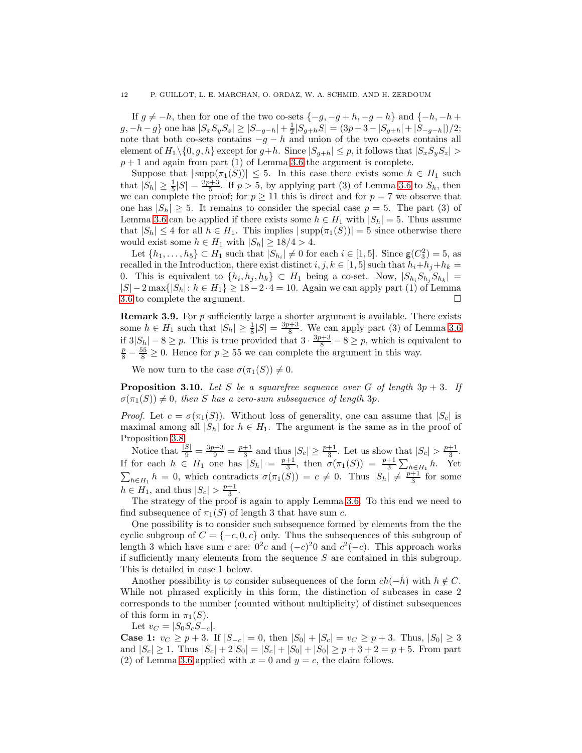If $g \neq -h$, then for one of the two co-sets $\{-g, -g+h, -g-h\}$ and $\{-h, -h+g, -h-g\}$ one has $|S_x S_y S_z| \geq |S_{-g-h}| + \frac{1}{2}|S_{g+h} S| = (3p+3-|S_{g+h}|+|S_{-g-h}|)/2$; note that both co-sets contains $-g-h$ and union of the two co-sets contains all element of $H_1 \setminus \{0, g, h\}$ except for $g+h$. Since $|S_{g+h}| \leq p$, it follows that $|S_x S_y S_z| > p+1$ and again from part (1) of Lemma 3.6 the argument is complete.

Suppose that $|\operatorname{supp}(\pi_1(S))| \leq 5$. In this case there exists some $h \in H_1$ such that $|S_h| \geq \frac{1}{5}|S| = \frac{3p+3}{5}$. If $p > 5$, by applying part (3) of Lemma 3.6 to $S_h$, then we can complete the proof; for $p \geq 11$ this is direct and for $p = 7$ we observe that one has $|S_h| \geq 5$. It remains to consider the special case $p = 5$. The part (3) of Lemma 3.6 can be applied if there exists some $h \in H_1$ with $|S_h| = 5$. Thus assume that $|S_h| \leq 4$ for all $h \in H_1$. This implies $|\operatorname{supp}(\pi_1(S))| = 5$ since otherwise there would exist some $h \in H_1$ with $|S_h| \geq 18/4 > 4$.

Let $\{h_1, \ldots, h_5\} \subset H_1$ such that $|S_{h_i}| \neq 0$ for each $i \in [1, 5]$. Since $\mathsf{g}(C_3^2) = 5$, as recalled in the Introduction, there exist distinct $i, j, k \in [1, 5]$ such that $h_i + h_j + h_k = 0$. This is equivalent to $\{h_i, h_j, h_k\} \subset H_1$ being a co-set. Now, $|S_{h_i} S_{h_j} S_{h_k}| = |S| - 2\max\{|S_h| : h \in H_1\} \geq 18 - 2 \cdot 4 = 10$. Again we can apply part (1) of Lemma 3.6 to complete the argument. $\square$

**Remark 3.9.** For $p$ sufficiently large a shorter argument is available. There exists some $h \in H_1$ such that $|S_h| \geq \frac{1}{8}|S| = \frac{3p+3}{8}$. We can apply part (3) of Lemma 3.6 if $3|S_h| - 8 \geq p$. This is true provided that $3 \cdot \frac{3p+3}{8} - 8 \geq p$, which is equivalent to $\frac{p}{8} - \frac{55}{8} \geq 0$. Hence for $p \geq 55$ we can complete the argument in this way.

We now turn to the case $\sigma(\pi_1(S)) \neq 0$.

**Proposition 3.10.** *Let $S$ be a squarefree sequence over $G$ of length $3p+3$. If $\sigma(\pi_1(S)) \neq 0$, then $S$ has a zero-sum subsequence of length $3p$.*

*Proof.* Let $c = \sigma(\pi_1(S))$. Without loss of generality, one can assume that $|S_c|$ is maximal among all $|S_h|$ for $h \in H_1$. The argument is the same as in the proof of Proposition 3.8.

Notice that $\frac{|S|}{9} = \frac{3p+3}{9} = \frac{p+1}{3}$ and thus $|S_c| \geq \frac{p+1}{3}$. Let us show that $|S_c| > \frac{p+1}{3}$. If for each $h \in H_1$ one has $|S_h| = \frac{p+1}{3}$, then $\sigma(\pi_1(S)) = \frac{p+1}{3}\sum_{h \in H_1} h$. Yet $\sum_{h \in H_1} h = 0$, which contradicts $\sigma(\pi_1(S)) = c \neq 0$. Thus $|S_h| \neq \frac{p+1}{3}$ for some $h \in H_1$, and thus $|S_c| > \frac{p+1}{3}$.

The strategy of the proof is again to apply Lemma 3.6. To this end we need to find subsequence of $\pi_1(S)$ of length 3 that have sum $c$.

One possibility is to consider such subsequence formed by elements from the the cyclic subgroup of $C = \{-c, 0, c\}$ only. Thus the subsequences of this subgroup of length 3 which have sum $c$ are: $0^2 c$ and $(-c)^2 0$ and $c^2(-c)$. This approach works if sufficiently many elements from the sequence $S$ are contained in this subgroup. This is detailed in case 1 below.

Another possibility is to consider subsequences of the form $ch(-h)$ with $h \notin C$. While not phrased explicitly in this form, the distinction of subcases in case 2 corresponds to the number (counted without multiplicity) of distinct subsequences of this form in $\pi_1(S)$.

Let $v_C = |S_0 S_c S_{-c}|$.

**Case 1:** $v_C \geq p+3$. If $|S_{-c}| = 0$, then $|S_0| + |S_c| = v_C \geq p+3$. Thus, $|S_0| \geq 3$ and $|S_c| \geq 1$. Thus $|S_c| + 2|S_0| = |S_c| + |S_0| + |S_0| \geq p+3+2 = p+5$. From part (2) of Lemma 3.6 applied with $x = 0$ and $y = c$, the claim follows.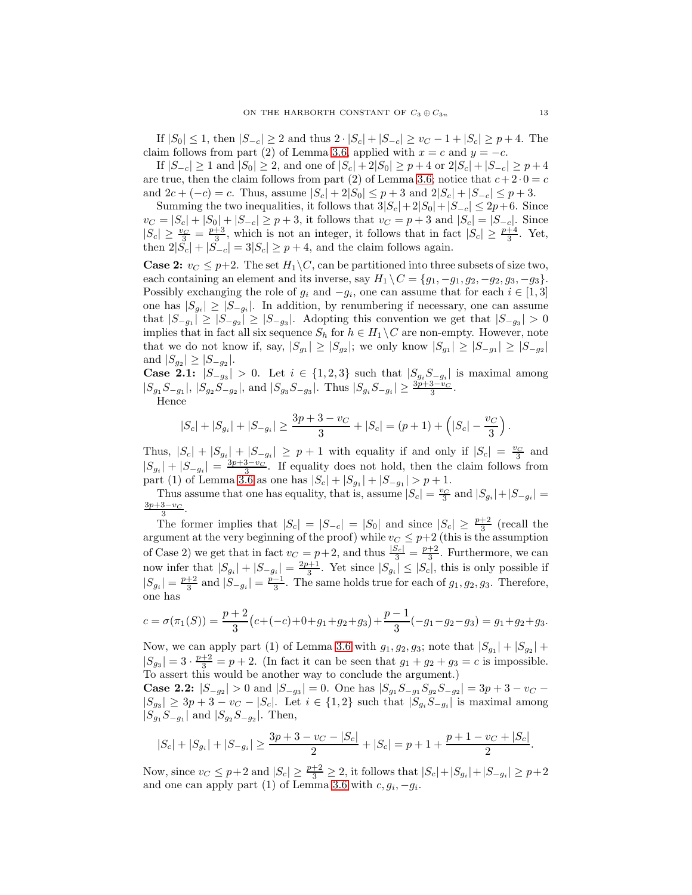If $|S_0| \le 1$, then $|S_{-c}| \ge 2$ and thus $2 \cdot |S_c| + |S_{-c}| \ge v_C - 1 + |S_c| \ge p+4$. The claim follows from part (2) of Lemma 3.6, applied with $x = c$ and $y = -c$.

If $|S_{-c}| \ge 1$ and $|S_0| \ge 2$, and one of $|S_c| + 2|S_0| \ge p+4$ or $2|S_c| + |S_{-c}| \ge p+4$ are true, then the claim follows from part (2) of Lemma 3.6; notice that $c + 2 \cdot 0 = c$ and $2c + (-c) = c$. Thus, assume $|S_c| + 2|S_0| \le p+3$ and $2|S_c| + |S_{-c}| \le p+3$.

Summing the two inequalities, it follows that $3|S_c| + 2|S_0| + |S_{-c}| \le 2p+6$. Since $v_C = |S_c| + |S_0| + |S_{-c}| \ge p+3$, it follows that $v_C = p+3$ and $|S_c| = |S_{-c}|$. Since $|S_c| \ge \frac{v_C}{3} = \frac{p+3}{3}$, which is not an integer, it follows that in fact $|S_c| \ge \frac{p+4}{3}$. Yet, then $2|S_c| + |S_{-c}| = 3|S_c| \ge p+4$, and the claim follows again.

**Case 2:** $v_C \le p+2$. The set $H_1 \setminus C$, can be partitioned into three subsets of size two, each containing an element and its inverse, say $H_1 \setminus C = \{g_1, -g_1, g_2, -g_2, g_3, -g_3\}$. Possibly exchanging the role of $g_i$ and $-g_i$, one can assume that for each $i \in [1,3]$ one has $|S_{g_i}| \ge |S_{-g_i}|$. In addition, by renumbering if necessary, one can assume that $|S_{-g_1}| \ge |S_{-g_2}| \ge |S_{-g_3}|$. Adopting this convention we get that $|S_{-g_3}| > 0$ implies that in fact all six sequence $S_h$ for $h \in H_1 \setminus C$ are non-empty. However, note that we do not know if, say, $|S_{g_1}| \ge |S_{g_2}|$; we only know $|S_{g_1}| \ge |S_{-g_1}| \ge |S_{-g_2}|$ and $|S_{g_2}| \ge |S_{-g_2}|$.

**Case 2.1:** $|S_{-g_3}| > 0$. Let $i \in \{1,2,3\}$ such that $|S_{g_i}S_{-g_i}|$ is maximal among $|S_{g_1}S_{-g_1}|$, $|S_{g_2}S_{-g_2}|$, and $|S_{g_3}S_{-g_3}|$. Thus $|S_{g_i}S_{-g_i}| \ge \frac{3p+3-v_C}{3}$.

Hence

$$|S_c| + |S_{g_i}| + |S_{-g_i}| \ge \frac{3p+3-v_C}{3} + |S_c| = (p+1) + \left(|S_c| - \frac{v_C}{3}\right).$$

Thus, $|S_c| + |S_{g_i}| + |S_{-g_i}| \ge p+1$ with equality if and only if $|S_c| = \frac{v_C}{3}$ and $|S_{g_i}| + |S_{-g_i}| = \frac{3p+3-v_C}{3}$. If equality does not hold, then the claim follows from part (1) of Lemma 3.6 as one has $|S_c| + |S_{g_1}| + |S_{-g_1}| > p+1$.

Thus assume that one has equality, that is, assume $|S_c| = \frac{v_C}{3}$ and $|S_{g_i}| + |S_{-g_i}| = \frac{3p+3-v_C}{3}$.

The former implies that $|S_c| = |S_{-c}| = |S_0|$ and since $|S_c| \ge \frac{p+2}{3}$ (recall the argument at the very beginning of the proof) while $v_C \le p+2$ (this is the assumption of Case 2) we get that in fact $v_C = p+2$, and thus $\frac{|S_c|}{3} = \frac{p+2}{3}$. Furthermore, we can now infer that $|S_{g_i}| + |S_{-g_i}| = \frac{2p+1}{3}$. Yet since $|S_{g_i}| \le |S_c|$, this is only possible if $|S_{g_i}| = \frac{p+2}{3}$ and $|S_{-g_i}| = \frac{p-1}{3}$. The same holds true for each of $g_1, g_2, g_3$. Therefore, one has

$$c = \sigma(\pi_1(S)) = \frac{p+2}{3}\big(c+(-c)+0+g_1+g_2+g_3\big) + \frac{p-1}{3}(-g_1-g_2-g_3) = g_1+g_2+g_3.$$

Now, we can apply part (1) of Lemma 3.6 with $g_1, g_2, g_3$; note that $|S_{g_1}| + |S_{g_2}| + |S_{g_3}| = 3 \cdot \frac{p+2}{3} = p+2$. (In fact it can be seen that $g_1 + g_2 + g_3 = c$ is impossible. To assert this would be another way to conclude the argument.)

**Case 2.2:** $|S_{-g_2}| > 0$ and $|S_{-g_3}| = 0$. One has $|S_{g_1}S_{-g_1}S_{g_2}S_{-g_2}| = 3p+3-v_C - |S_{g_3}| \ge 3p+3-v_C-|S_c|$. Let $i \in \{1,2\}$ such that $|S_{g_i}S_{-g_i}|$ is maximal among $|S_{g_1}S_{-g_1}|$ and $|S_{g_2}S_{-g_2}|$. Then,

$$|S_c| + |S_{g_i}| + |S_{-g_i}| \ge \frac{3p+3-v_C-|S_c|}{2} + |S_c| = p+1 + \frac{p+1-v_C+|S_c|}{2}.$$

Now, since $v_C \le p+2$ and $|S_c| \ge \frac{p+2}{3} \ge 2$, it follows that $|S_c| + |S_{g_i}| + |S_{-g_i}| \ge p+2$ and one can apply part (1) of Lemma 3.6 with $c, g_i, -g_i$.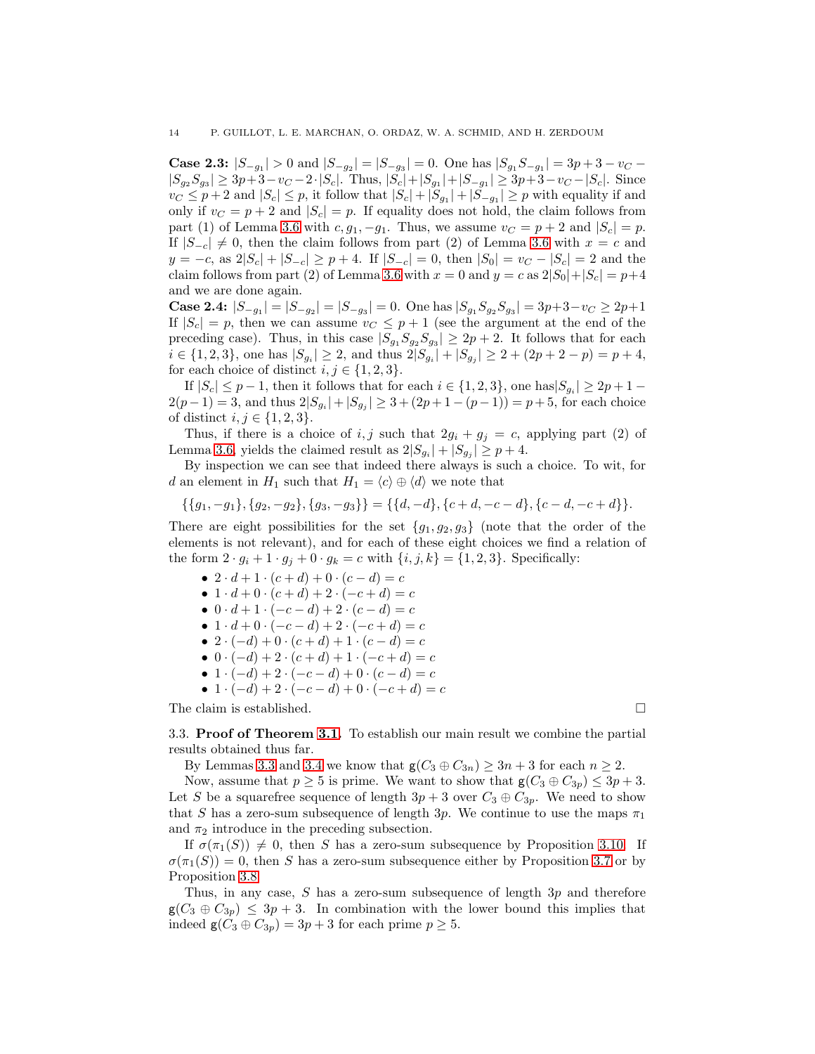**Case 2.3:** $|S_{-g_1}| > 0$ and $|S_{-g_2}| = |S_{-g_3}| = 0$. One has $|S_{g_1}S_{-g_1}| = 3p+3-v_C - |S_{g_2}S_{g_3}| \geq 3p+3-v_C-2\cdot|S_c|$. Thus, $|S_c|+|S_{g_1}|+|S_{-g_1}| \geq 3p+3-v_C-|S_c|$. Since $v_C \leq p+2$ and $|S_c| \leq p$, it follow that $|S_c| + |S_{g_1}| + |S_{-g_1}| \geq p$ with equality if and only if $v_C = p+2$ and $|S_c| = p$. If equality does not hold, the claim follows from part (1) of Lemma 3.6 with $c, g_1, -g_1$. Thus, we assume $v_C = p+2$ and $|S_c| = p$. If $|S_{-c}| \neq 0$, then the claim follows from part (2) of Lemma 3.6 with $x = c$ and $y = -c$, as $2|S_c| + |S_{-c}| \geq p+4$. If $|S_{-c}| = 0$, then $|S_0| = v_C - |S_c| = 2$ and the claim follows from part (2) of Lemma 3.6 with $x = 0$ and $y = c$ as $2|S_0|+|S_c| = p+4$ and we are done again.

**Case 2.4:** $|S_{-g_1}| = |S_{-g_2}| = |S_{-g_3}| = 0$. One has $|S_{g_1}S_{g_2}S_{g_3}| = 3p+3-v_C \geq 2p+1$ If $|S_c| = p$, then we can assume $v_C \leq p+1$ (see the argument at the end of the preceding case). Thus, in this case $|S_{g_1}S_{g_2}S_{g_3}| \geq 2p+2$. It follows that for each $i \in \{1,2,3\}$, one has $|S_{g_i}| \geq 2$, and thus $2|S_{g_i}| + |S_{g_j}| \geq 2 + (2p+2-p) = p+4$, for each choice of distinct $i, j \in \{1,2,3\}$.

If $|S_c| \leq p-1$, then it follows that for each $i \in \{1,2,3\}$, one has$|S_{g_i}| \geq 2p+1-2(p-1) = 3$, and thus $2|S_{g_i}| + |S_{g_j}| \geq 3 + (2p+1-(p-1)) = p+5$, for each choice of distinct $i, j \in \{1,2,3\}$.

Thus, if there is a choice of $i, j$ such that $2g_i + g_j = c$, applying part (2) of Lemma 3.6, yields the claimed result as $2|S_{g_i}| + |S_{g_j}| \geq p+4$.

By inspection we can see that indeed there always is such a choice. To wit, for $d$ an element in $H_1$ such that $H_1 = \langle c \rangle \oplus \langle d \rangle$ we note that

$$\{\{g_1, -g_1\}, \{g_2, -g_2\}, \{g_3, -g_3\}\} = \{\{d, -d\}, \{c+d, -c-d\}, \{c-d, -c+d\}\}.$$

There are eight possibilities for the set $\{g_1, g_2, g_3\}$ (note that the order of the elements is not relevant), and for each of these eight choices we find a relation of the form $2 \cdot g_i + 1 \cdot g_j + 0 \cdot g_k = c$ with $\{i, j, k\} = \{1,2,3\}$. Specifically:

- $2 \cdot d + 1 \cdot (c+d) + 0 \cdot (c-d) = c$
- $1 \cdot d + 0 \cdot (c+d) + 2 \cdot (-c+d) = c$
- $0 \cdot d + 1 \cdot (-c-d) + 2 \cdot (c-d) = c$
- $1 \cdot d + 0 \cdot (-c-d) + 2 \cdot (-c+d) = c$
- $2 \cdot (-d) + 0 \cdot (c+d) + 1 \cdot (c-d) = c$
- $0 \cdot (-d) + 2 \cdot (c+d) + 1 \cdot (-c+d) = c$
- $1 \cdot (-d) + 2 \cdot (-c-d) + 0 \cdot (c-d) = c$
- $1 \cdot (-d) + 2 \cdot (-c-d) + 0 \cdot (-c+d) = c$

The claim is established. □

3.3. **Proof of Theorem 3.1.** To establish our main result we combine the partial results obtained thus far.

By Lemmas 3.3 and 3.4 we know that $\mathsf{g}(C_3 \oplus C_{3n}) \geq 3n+3$ for each $n \geq 2$.

Now, assume that $p \geq 5$ is prime. We want to show that $\mathsf{g}(C_3 \oplus C_{3p}) \leq 3p+3$. Let $S$ be a squarefree sequence of length $3p+3$ over $C_3 \oplus C_{3p}$. We need to show that $S$ has a zero-sum subsequence of length $3p$. We continue to use the maps $\pi_1$ and $\pi_2$ introduce in the preceding subsection.

If $\sigma(\pi_1(S)) \neq 0$, then $S$ has a zero-sum subsequence by Proposition 3.10. If $\sigma(\pi_1(S)) = 0$, then $S$ has a zero-sum subsequence either by Proposition 3.7 or by Proposition 3.8.

Thus, in any case, $S$ has a zero-sum subsequence of length $3p$ and therefore $\mathsf{g}(C_3 \oplus C_{3p}) \leq 3p+3$. In combination with the lower bound this implies that indeed $\mathsf{g}(C_3 \oplus C_{3p}) = 3p+3$ for each prime $p \geq 5$.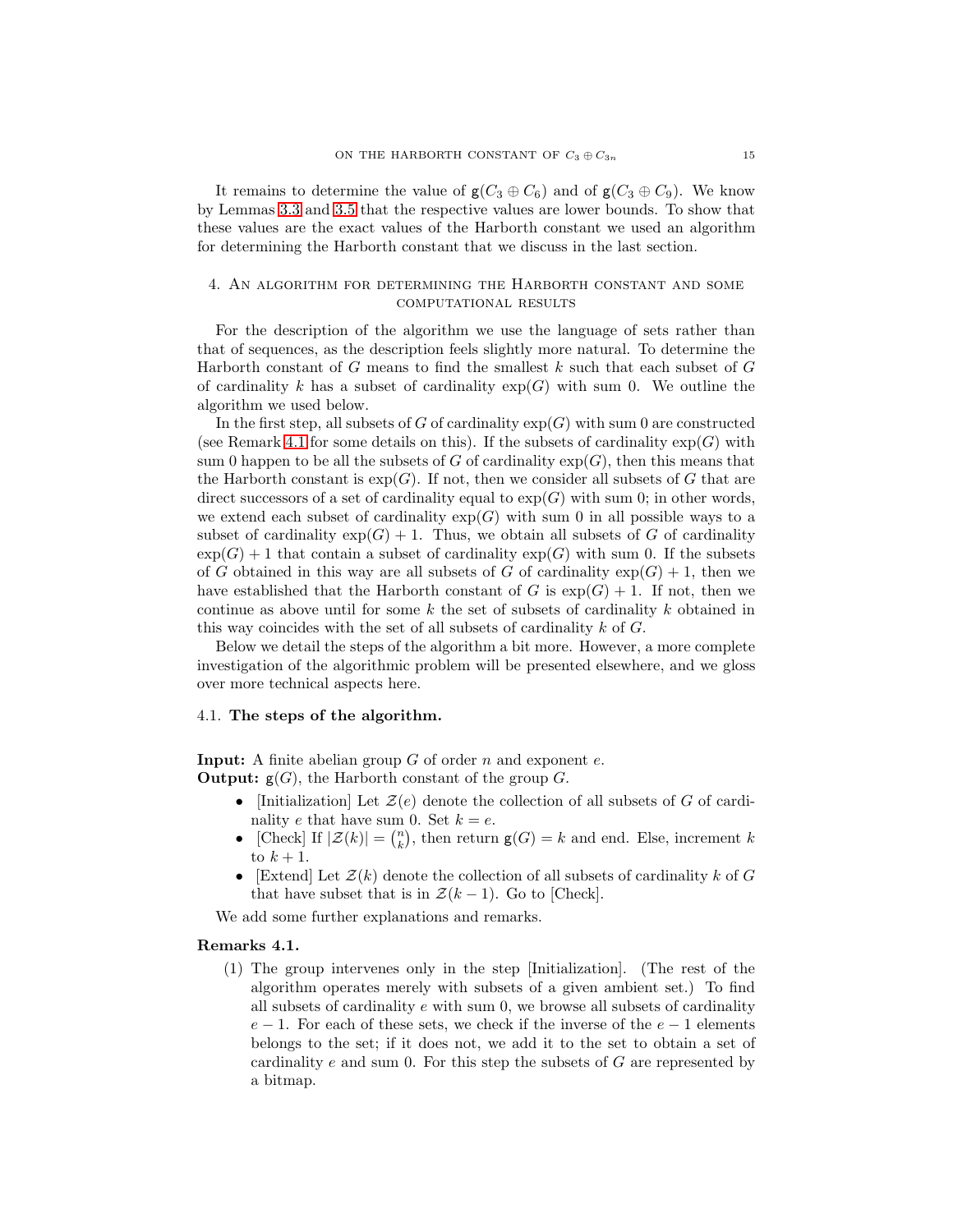It remains to determine the value of $\mathsf{g}(C_3 \oplus C_6)$ and of $\mathsf{g}(C_3 \oplus C_9)$. We know by Lemmas 3.3 and 3.5 that the respective values are lower bounds. To show that these values are the exact values of the Harborth constant we used an algorithm for determining the Harborth constant that we discuss in the last section.

## 4. An algorithm for determining the Harborth constant and some computational results

For the description of the algorithm we use the language of sets rather than that of sequences, as the description feels slightly more natural. To determine the Harborth constant of $G$ means to find the smallest $k$ such that each subset of $G$ of cardinality $k$ has a subset of cardinality $\exp(G)$ with sum 0. We outline the algorithm we used below.

In the first step, all subsets of $G$ of cardinality $\exp(G)$ with sum 0 are constructed (see Remark 4.1 for some details on this). If the subsets of cardinality $\exp(G)$ with sum 0 happen to be all the subsets of $G$ of cardinality $\exp(G)$, then this means that the Harborth constant is $\exp(G)$. If not, then we consider all subsets of $G$ that are direct successors of a set of cardinality equal to $\exp(G)$ with sum 0; in other words, we extend each subset of cardinality $\exp(G)$ with sum 0 in all possible ways to a subset of cardinality $\exp(G) + 1$. Thus, we obtain all subsets of $G$ of cardinality $\exp(G) + 1$ that contain a subset of cardinality $\exp(G)$ with sum 0. If the subsets of $G$ obtained in this way are all subsets of $G$ of cardinality $\exp(G) + 1$, then we have established that the Harborth constant of $G$ is $\exp(G) + 1$. If not, then we continue as above until for some $k$ the set of subsets of cardinality $k$ obtained in this way coincides with the set of all subsets of cardinality $k$ of $G$.

Below we detail the steps of the algorithm a bit more. However, a more complete investigation of the algorithmic problem will be presented elsewhere, and we gloss over more technical aspects here.

### 4.1. The steps of the algorithm.

**Input:** A finite abelian group $G$ of order $n$ and exponent $e$.
**Output:** $\mathsf{g}(G)$, the Harborth constant of the group $G$.

- [Initialization] Let $\mathcal{Z}(e)$ denote the collection of all subsets of $G$ of cardinality $e$ that have sum 0. Set $k = e$.
- [Check] If $|\mathcal{Z}(k)| = \binom{n}{k}$, then return $\mathsf{g}(G) = k$ and end. Else, increment $k$ to $k + 1$.
- [Extend] Let $\mathcal{Z}(k)$ denote the collection of all subsets of cardinality $k$ of $G$ that have subset that is in $\mathcal{Z}(k-1)$. Go to [Check].

We add some further explanations and remarks.

**Remarks 4.1.**

1. The group intervenes only in the step [Initialization]. (The rest of the algorithm operates merely with subsets of a given ambient set.) To find all subsets of cardinality $e$ with sum 0, we browse all subsets of cardinality $e - 1$. For each of these sets, we check if the inverse of the $e - 1$ elements belongs to the set; if it does not, we add it to the set to obtain a set of cardinality $e$ and sum 0. For this step the subsets of $G$ are represented by a bitmap.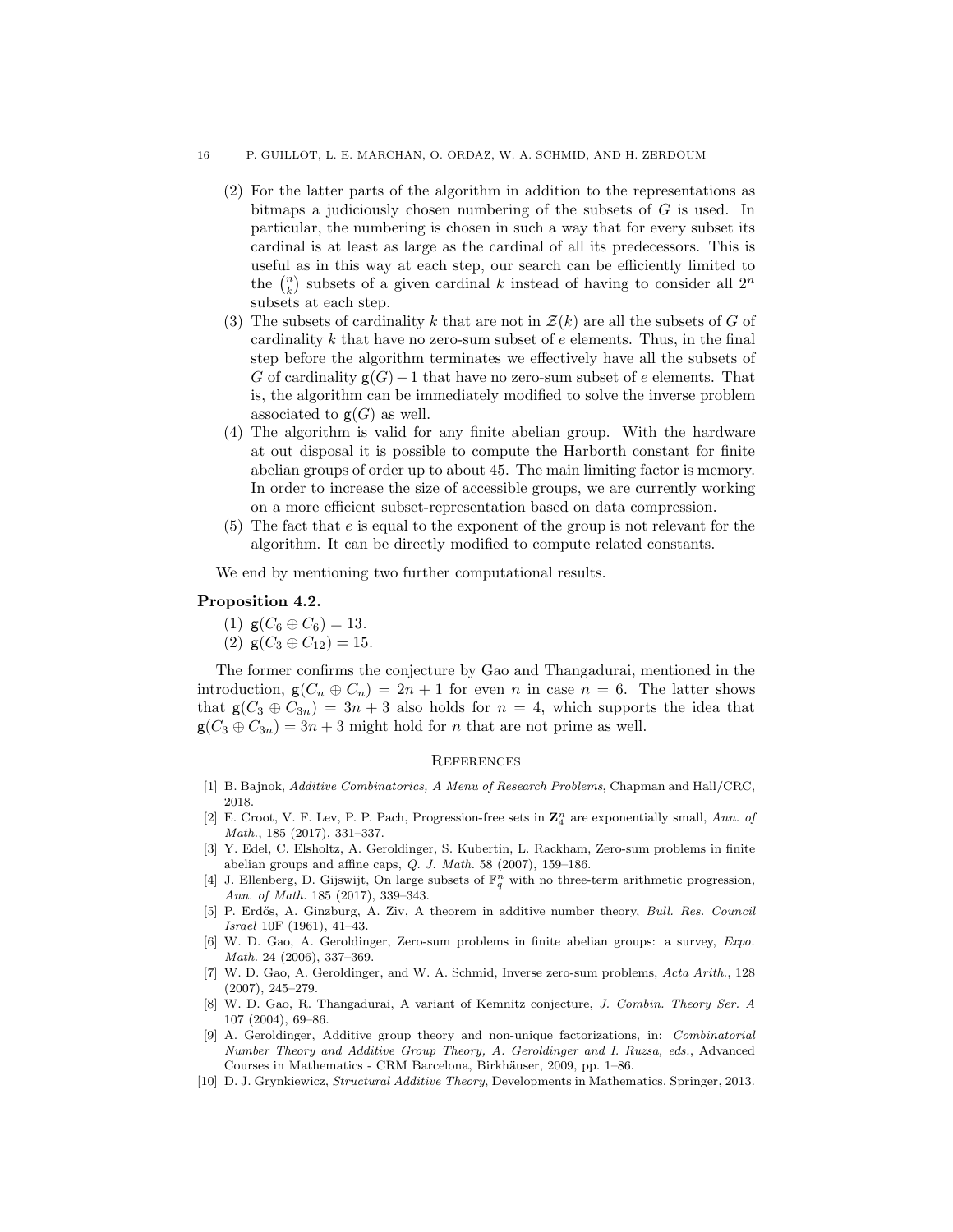(2) For the latter parts of the algorithm in addition to the representations as bitmaps a judiciously chosen numbering of the subsets of $G$ is used. In particular, the numbering is chosen in such a way that for every subset its cardinal is at least as large as the cardinal of all its predecessors. This is useful as in this way at each step, our search can be efficiently limited to the $\binom{n}{k}$ subsets of a given cardinal $k$ instead of having to consider all $2^n$ subsets at each step.

(3) The subsets of cardinality $k$ that are not in $\mathcal{Z}(k)$ are all the subsets of $G$ of cardinality $k$ that have no zero-sum subset of $e$ elements. Thus, in the final step before the algorithm terminates we effectively have all the subsets of $G$ of cardinality $\mathsf{g}(G)-1$ that have no zero-sum subset of $e$ elements. That is, the algorithm can be immediately modified to solve the inverse problem associated to $\mathsf{g}(G)$ as well.

(4) The algorithm is valid for any finite abelian group. With the hardware at out disposal it is possible to compute the Harborth constant for finite abelian groups of order up to about 45. The main limiting factor is memory. In order to increase the size of accessible groups, we are currently working on a more efficient subset-representation based on data compression.

(5) The fact that $e$ is equal to the exponent of the group is not relevant for the algorithm. It can be directly modified to compute related constants.

We end by mentioning two further computational results.

**Proposition 4.2.**

(1) $\mathsf{g}(C_6 \oplus C_6) = 13$.

(2) $\mathsf{g}(C_3 \oplus C_{12}) = 15$.

The former confirms the conjecture by Gao and Thangadurai, mentioned in the introduction, $\mathsf{g}(C_n \oplus C_n) = 2n+1$ for even $n$ in case $n=6$. The latter shows that $\mathsf{g}(C_3 \oplus C_{3n}) = 3n+3$ also holds for $n=4$, which supports the idea that $\mathsf{g}(C_3 \oplus C_{3n}) = 3n+3$ might hold for $n$ that are not prime as well.

## References

[1] B. Bajnok, *Additive Combinatorics, A Menu of Research Problems*, Chapman and Hall/CRC, 2018.

[2] E. Croot, V. F. Lev, P. P. Pach, Progression-free sets in $\mathbf{Z}_4^n$ are exponentially small, *Ann. of Math.*, 185 (2017), 331–337.

[3] Y. Edel, C. Elsholtz, A. Geroldinger, S. Kubertin, L. Rackham, Zero-sum problems in finite abelian groups and affine caps, *Q. J. Math.* 58 (2007), 159–186.

[4] J. Ellenberg, D. Gijswijt, On large subsets of $\mathbb{F}_q^n$ with no three-term arithmetic progression, *Ann. of Math.* 185 (2017), 339–343.

[5] P. Erdős, A. Ginzburg, A. Ziv, A theorem in additive number theory, *Bull. Res. Council Israel* 10F (1961), 41–43.

[6] W. D. Gao, A. Geroldinger, Zero-sum problems in finite abelian groups: a survey, *Expo. Math.* 24 (2006), 337–369.

[7] W. D. Gao, A. Geroldinger, and W. A. Schmid, Inverse zero-sum problems, *Acta Arith.*, 128 (2007), 245–279.

[8] W. D. Gao, R. Thangadurai, A variant of Kemnitz conjecture, *J. Combin. Theory Ser. A* 107 (2004), 69–86.

[9] A. Geroldinger, Additive group theory and non-unique factorizations, in: *Combinatorial Number Theory and Additive Group Theory, A. Geroldinger and I. Ruzsa, eds.*, Advanced Courses in Mathematics - CRM Barcelona, Birkhäuser, 2009, pp. 1–86.

[10] D. J. Grynkiewicz, *Structural Additive Theory*, Developments in Mathematics, Springer, 2013.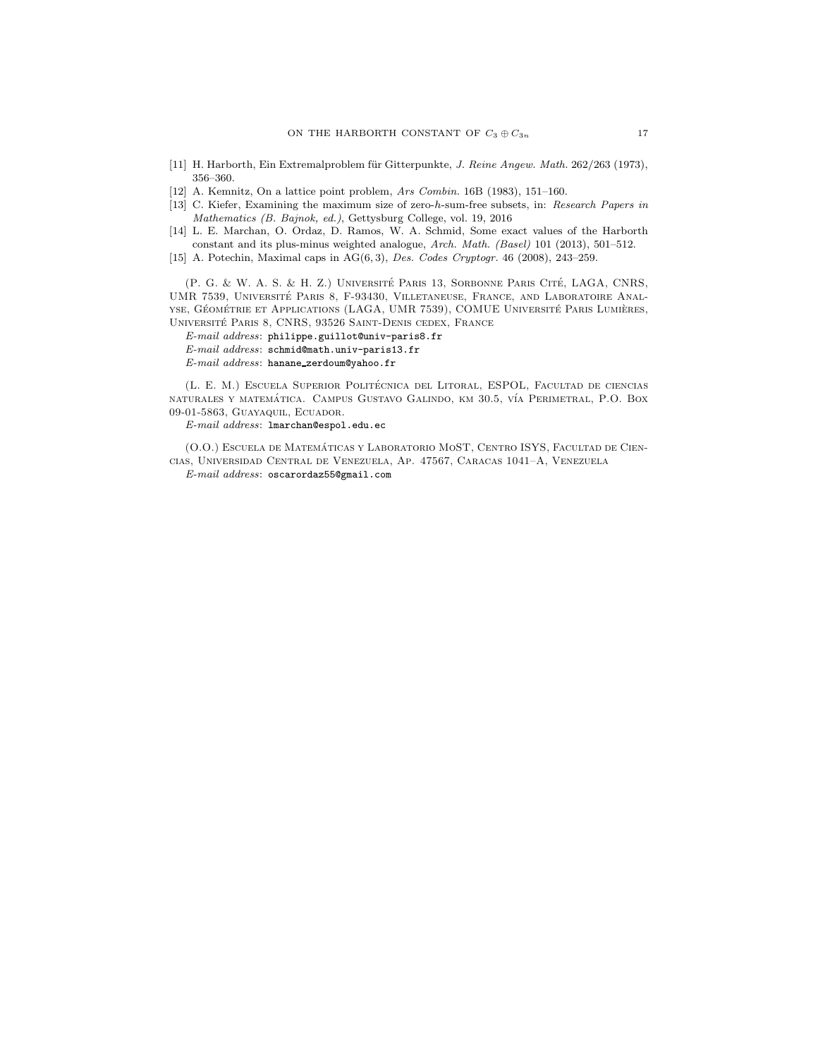[11] H. Harborth, Ein Extremalproblem für Gitterpunkte, *J. Reine Angew. Math.* 262/263 (1973), 356–360.

[12] A. Kemnitz, On a lattice point problem, *Ars Combin.* 16B (1983), 151–160.

[13] C. Kiefer, Examining the maximum size of zero-$h$-sum-free subsets, in: *Research Papers in Mathematics (B. Bajnok, ed.)*, Gettysburg College, vol. 19, 2016

[14] L. E. Marchan, O. Ordaz, D. Ramos, W. A. Schmid, Some exact values of the Harborth constant and its plus-minus weighted analogue, *Arch. Math. (Basel)* 101 (2013), 501–512.

[15] A. Potechin, Maximal caps in AG(6, 3), *Des. Codes Cryptogr.* 46 (2008), 243–259.

(P. G. & W. A. S. & H. Z.) Université Paris 13, Sorbonne Paris Cité, LAGA, CNRS, UMR 7539, Université Paris 8, F-93430, Villetaneuse, France, and Laboratoire Analyse, Géométrie et Applications (LAGA, UMR 7539), COMUE Université Paris Lumières, Université Paris 8, CNRS, 93526 Saint-Denis cedex, France

*E-mail address*: philippe.guillot@univ-paris8.fr

*E-mail address*: schmid@math.univ-paris13.fr

*E-mail address*: hanane_zerdoum@yahoo.fr

(L. E. M.) Escuela Superior Politécnica del Litoral, ESPOL, Facultad de ciencias naturales y matemática. Campus Gustavo Galindo, km 30.5, vía Perimetral, P.O. Box 09-01-5863, Guayaquil, Ecuador.

*E-mail address*: lmarchan@espol.edu.ec

(O.O.) Escuela de Matemáticas y Laboratorio MoST, Centro ISYS, Facultad de Ciencias, Universidad Central de Venezuela, Ap. 47567, Caracas 1041–A, Venezuela

*E-mail address*: oscarordaz55@gmail.com